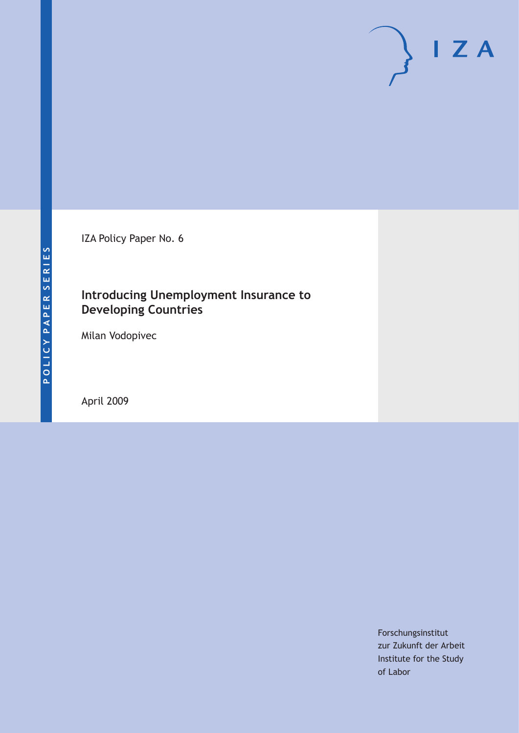POLICY PAPER SERIES

IZA

IZA Policy Paper No. 6

# Introducing Unemployment Insurance to Developing Countries

Milan Vodopivec

April 2009

Forschungsinstitut
zur Zukunft der Arbeit
Institute for the Study
of Labor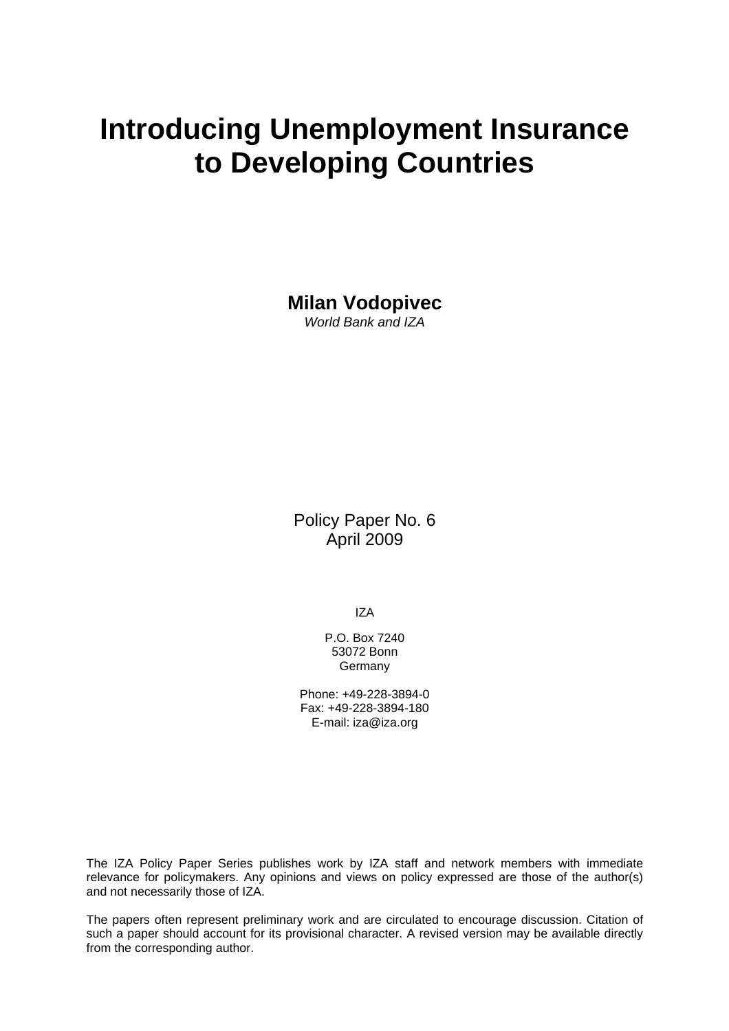# Introducing Unemployment Insurance to Developing Countries

**Milan Vodopivec**
*World Bank and IZA*

Policy Paper No. 6
April 2009

IZA

P.O. Box 7240
53072 Bonn
Germany

Phone: +49-228-3894-0
Fax: +49-228-3894-180
E-mail: iza@iza.org

The IZA Policy Paper Series publishes work by IZA staff and network members with immediate relevance for policymakers. Any opinions and views on policy expressed are those of the author(s) and not necessarily those of IZA.

The papers often represent preliminary work and are circulated to encourage discussion. Citation of such a paper should account for its provisional character. A revised version may be available directly from the corresponding author.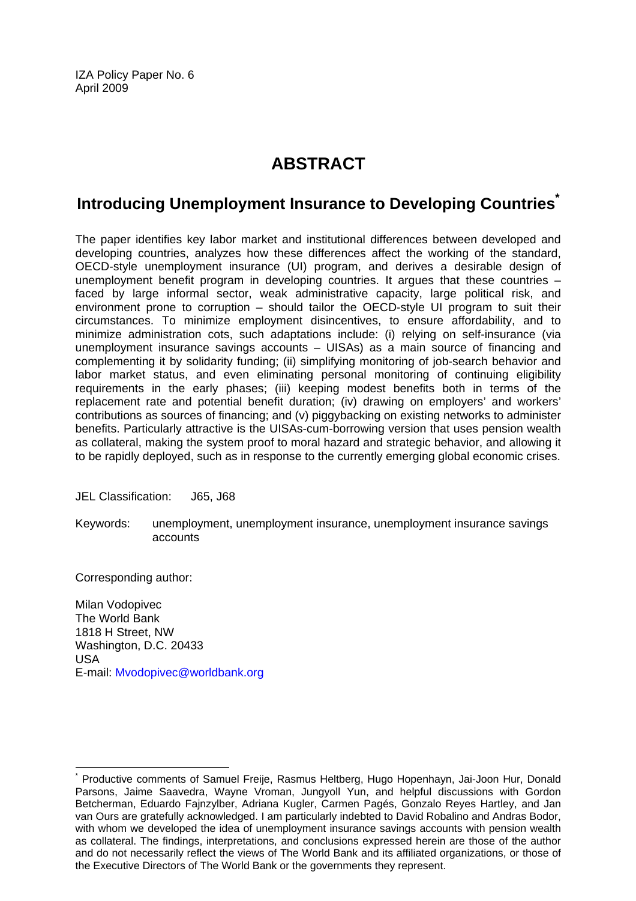IZA Policy Paper No. 6
April 2009

# ABSTRACT

## Introducing Unemployment Insurance to Developing Countries[*]

The paper identifies key labor market and institutional differences between developed and developing countries, analyzes how these differences affect the working of the standard, OECD-style unemployment insurance (UI) program, and derives a desirable design of unemployment benefit program in developing countries. It argues that these countries – faced by large informal sector, weak administrative capacity, large political risk, and environment prone to corruption – should tailor the OECD-style UI program to suit their circumstances. To minimize employment disincentives, to ensure affordability, and to minimize administration cots, such adaptations include: (i) relying on self-insurance (via unemployment insurance savings accounts – UISAs) as a main source of financing and complementing it by solidarity funding; (ii) simplifying monitoring of job-search behavior and labor market status, and even eliminating personal monitoring of continuing eligibility requirements in the early phases; (iii) keeping modest benefits both in terms of the replacement rate and potential benefit duration; (iv) drawing on employers' and workers' contributions as sources of financing; and (v) piggybacking on existing networks to administer benefits. Particularly attractive is the UISAs-cum-borrowing version that uses pension wealth as collateral, making the system proof to moral hazard and strategic behavior, and allowing it to be rapidly deployed, such as in response to the currently emerging global economic crises.

JEL Classification: J65, J68

Keywords: unemployment, unemployment insurance, unemployment insurance savings accounts

Corresponding author:

Milan Vodopivec
The World Bank
1818 H Street, NW
Washington, D.C. 20433
USA
E-mail: Mvodopivec@worldbank.org

[*] Productive comments of Samuel Freije, Rasmus Heltberg, Hugo Hopenhayn, Jai-Joon Hur, Donald Parsons, Jaime Saavedra, Wayne Vroman, Jungyoll Yun, and helpful discussions with Gordon Betcherman, Eduardo Fajnzylber, Adriana Kugler, Carmen Pagés, Gonzalo Reyes Hartley, and Jan van Ours are gratefully acknowledged. I am particularly indebted to David Robalino and Andras Bodor, with whom we developed the idea of unemployment insurance savings accounts with pension wealth as collateral. The findings, interpretations, and conclusions expressed herein are those of the author and do not necessarily reflect the views of The World Bank and its affiliated organizations, or those of the Executive Directors of The World Bank or the governments they represent.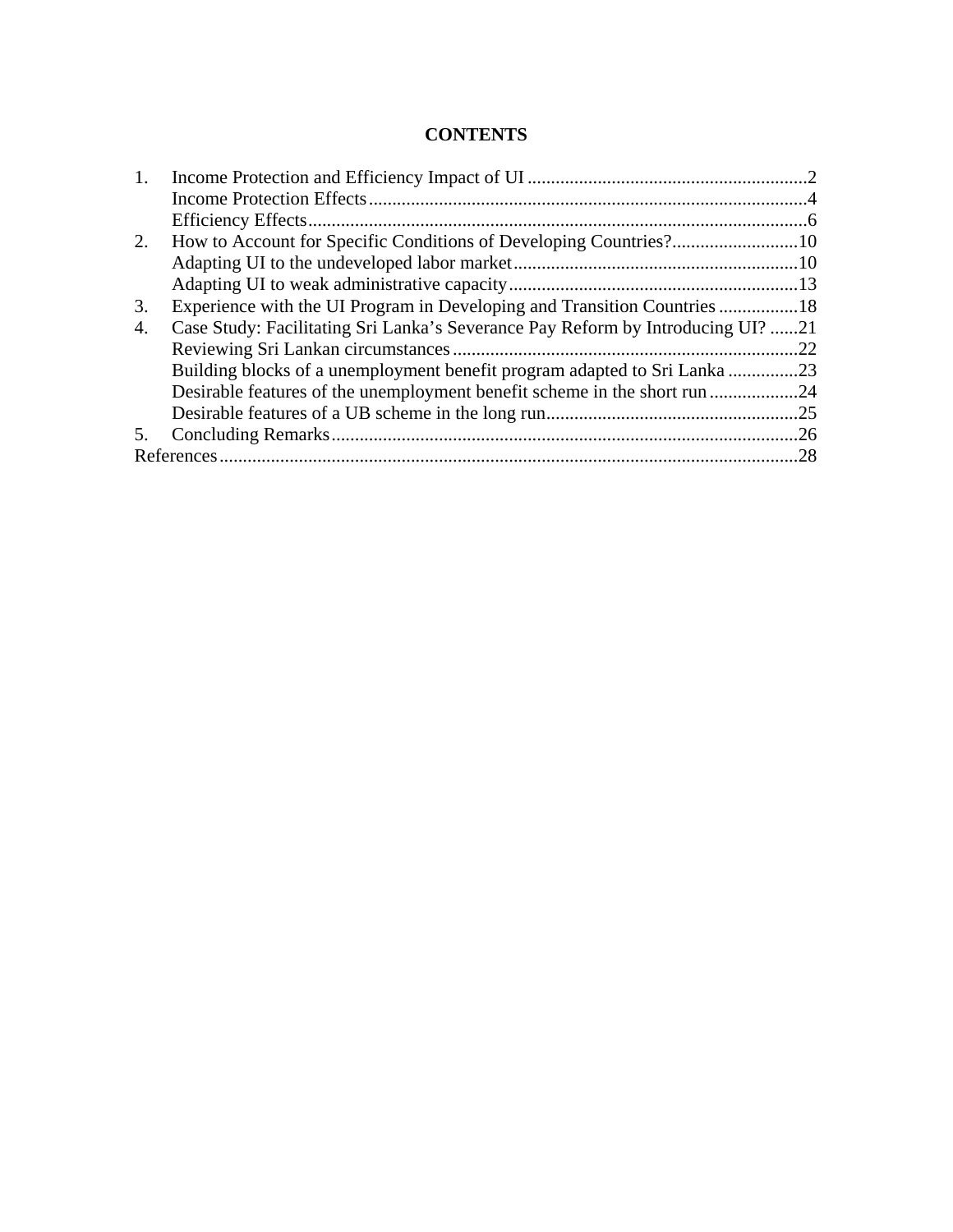# CONTENTS

1. Income Protection and Efficiency Impact of UI ....2
   - Income Protection Effects ....4
   - Efficiency Effects ....6
2. How to Account for Specific Conditions of Developing Countries? ....10
   - Adapting UI to the undeveloped labor market ....10
   - Adapting UI to weak administrative capacity ....13
3. Experience with the UI Program in Developing and Transition Countries ....18
4. Case Study: Facilitating Sri Lanka's Severance Pay Reform by Introducing UI? ....21
   - Reviewing Sri Lankan circumstances ....22
   - Building blocks of a unemployment benefit program adapted to Sri Lanka ....23
   - Desirable features of the unemployment benefit scheme in the short run ....24
   - Desirable features of a UB scheme in the long run ....25
5. Concluding Remarks ....26

References ....28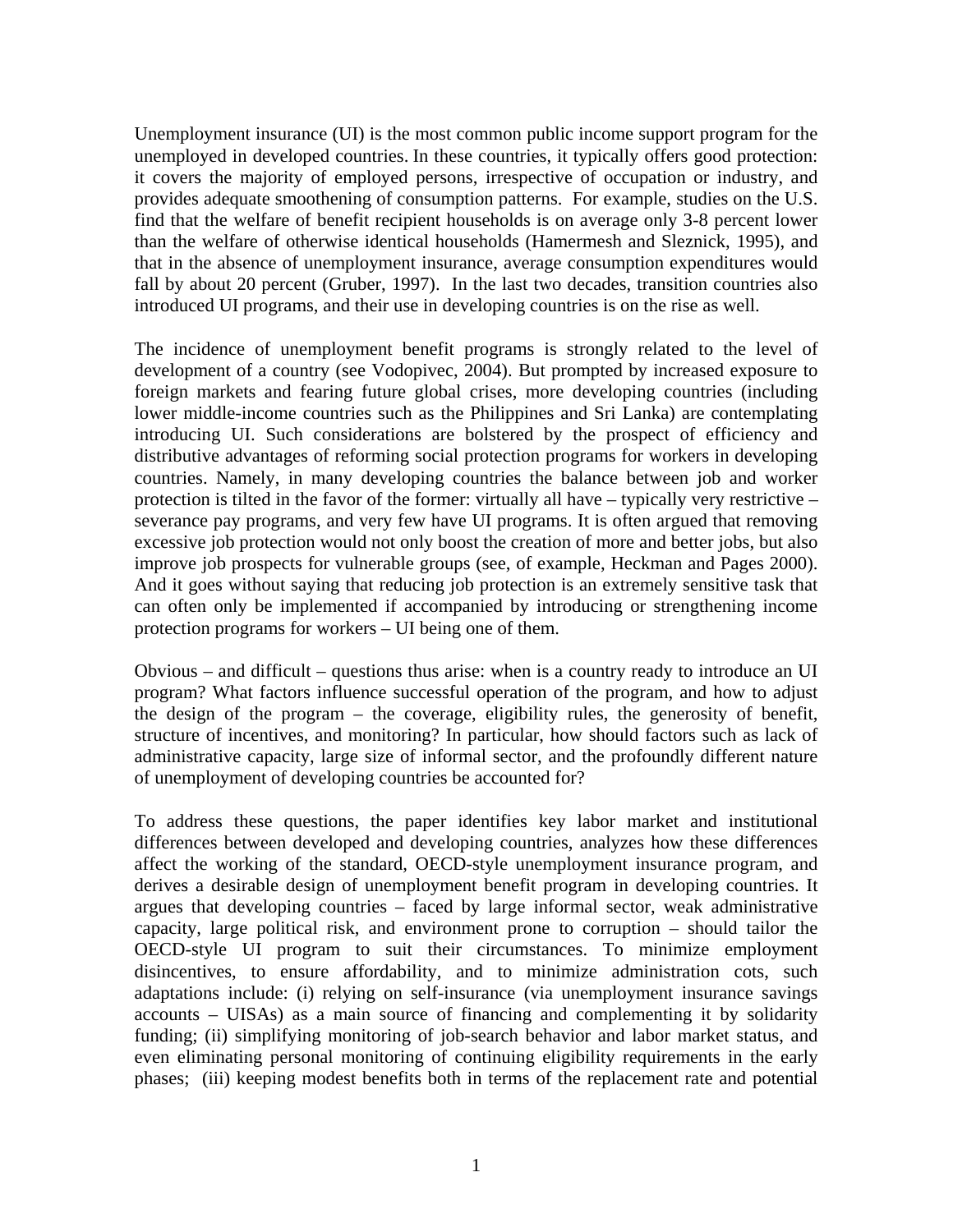Unemployment insurance (UI) is the most common public income support program for the unemployed in developed countries. In these countries, it typically offers good protection: it covers the majority of employed persons, irrespective of occupation or industry, and provides adequate smoothening of consumption patterns. For example, studies on the U.S. find that the welfare of benefit recipient households is on average only 3-8 percent lower than the welfare of otherwise identical households (Hamermesh and Sleznick, 1995), and that in the absence of unemployment insurance, average consumption expenditures would fall by about 20 percent (Gruber, 1997). In the last two decades, transition countries also introduced UI programs, and their use in developing countries is on the rise as well.

The incidence of unemployment benefit programs is strongly related to the level of development of a country (see Vodopivec, 2004). But prompted by increased exposure to foreign markets and fearing future global crises, more developing countries (including lower middle-income countries such as the Philippines and Sri Lanka) are contemplating introducing UI. Such considerations are bolstered by the prospect of efficiency and distributive advantages of reforming social protection programs for workers in developing countries. Namely, in many developing countries the balance between job and worker protection is tilted in the favor of the former: virtually all have – typically very restrictive – severance pay programs, and very few have UI programs. It is often argued that removing excessive job protection would not only boost the creation of more and better jobs, but also improve job prospects for vulnerable groups (see, of example, Heckman and Pages 2000). And it goes without saying that reducing job protection is an extremely sensitive task that can often only be implemented if accompanied by introducing or strengthening income protection programs for workers – UI being one of them.

Obvious – and difficult – questions thus arise: when is a country ready to introduce an UI program? What factors influence successful operation of the program, and how to adjust the design of the program – the coverage, eligibility rules, the generosity of benefit, structure of incentives, and monitoring? In particular, how should factors such as lack of administrative capacity, large size of informal sector, and the profoundly different nature of unemployment of developing countries be accounted for?

To address these questions, the paper identifies key labor market and institutional differences between developed and developing countries, analyzes how these differences affect the working of the standard, OECD-style unemployment insurance program, and derives a desirable design of unemployment benefit program in developing countries. It argues that developing countries – faced by large informal sector, weak administrative capacity, large political risk, and environment prone to corruption – should tailor the OECD-style UI program to suit their circumstances. To minimize employment disincentives, to ensure affordability, and to minimize administration cots, such adaptations include: (i) relying on self-insurance (via unemployment insurance savings accounts – UISAs) as a main source of financing and complementing it by solidarity funding; (ii) simplifying monitoring of job-search behavior and labor market status, and even eliminating personal monitoring of continuing eligibility requirements in the early phases; (iii) keeping modest benefits both in terms of the replacement rate and potential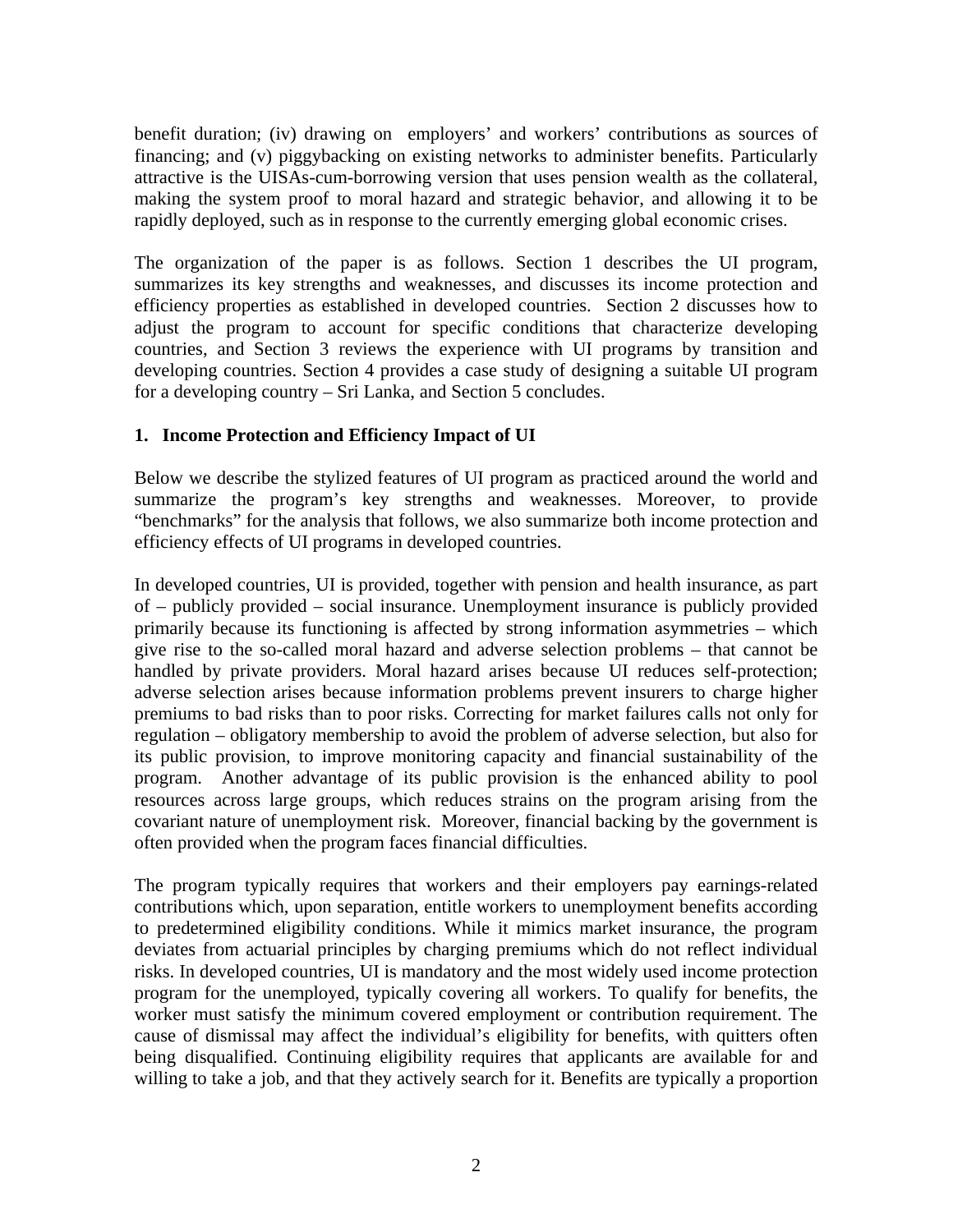benefit duration; (iv) drawing on employers' and workers' contributions as sources of financing; and (v) piggybacking on existing networks to administer benefits. Particularly attractive is the UISAs-cum-borrowing version that uses pension wealth as the collateral, making the system proof to moral hazard and strategic behavior, and allowing it to be rapidly deployed, such as in response to the currently emerging global economic crises.

The organization of the paper is as follows. Section 1 describes the UI program, summarizes its key strengths and weaknesses, and discusses its income protection and efficiency properties as established in developed countries. Section 2 discusses how to adjust the program to account for specific conditions that characterize developing countries, and Section 3 reviews the experience with UI programs by transition and developing countries. Section 4 provides a case study of designing a suitable UI program for a developing country – Sri Lanka, and Section 5 concludes.

## 1. Income Protection and Efficiency Impact of UI

Below we describe the stylized features of UI program as practiced around the world and summarize the program's key strengths and weaknesses. Moreover, to provide "benchmarks" for the analysis that follows, we also summarize both income protection and efficiency effects of UI programs in developed countries.

In developed countries, UI is provided, together with pension and health insurance, as part of – publicly provided – social insurance. Unemployment insurance is publicly provided primarily because its functioning is affected by strong information asymmetries – which give rise to the so-called moral hazard and adverse selection problems – that cannot be handled by private providers. Moral hazard arises because UI reduces self-protection; adverse selection arises because information problems prevent insurers to charge higher premiums to bad risks than to poor risks. Correcting for market failures calls not only for regulation – obligatory membership to avoid the problem of adverse selection, but also for its public provision, to improve monitoring capacity and financial sustainability of the program. Another advantage of its public provision is the enhanced ability to pool resources across large groups, which reduces strains on the program arising from the covariant nature of unemployment risk. Moreover, financial backing by the government is often provided when the program faces financial difficulties.

The program typically requires that workers and their employers pay earnings-related contributions which, upon separation, entitle workers to unemployment benefits according to predetermined eligibility conditions. While it mimics market insurance, the program deviates from actuarial principles by charging premiums which do not reflect individual risks. In developed countries, UI is mandatory and the most widely used income protection program for the unemployed, typically covering all workers. To qualify for benefits, the worker must satisfy the minimum covered employment or contribution requirement. The cause of dismissal may affect the individual's eligibility for benefits, with quitters often being disqualified. Continuing eligibility requires that applicants are available for and willing to take a job, and that they actively search for it. Benefits are typically a proportion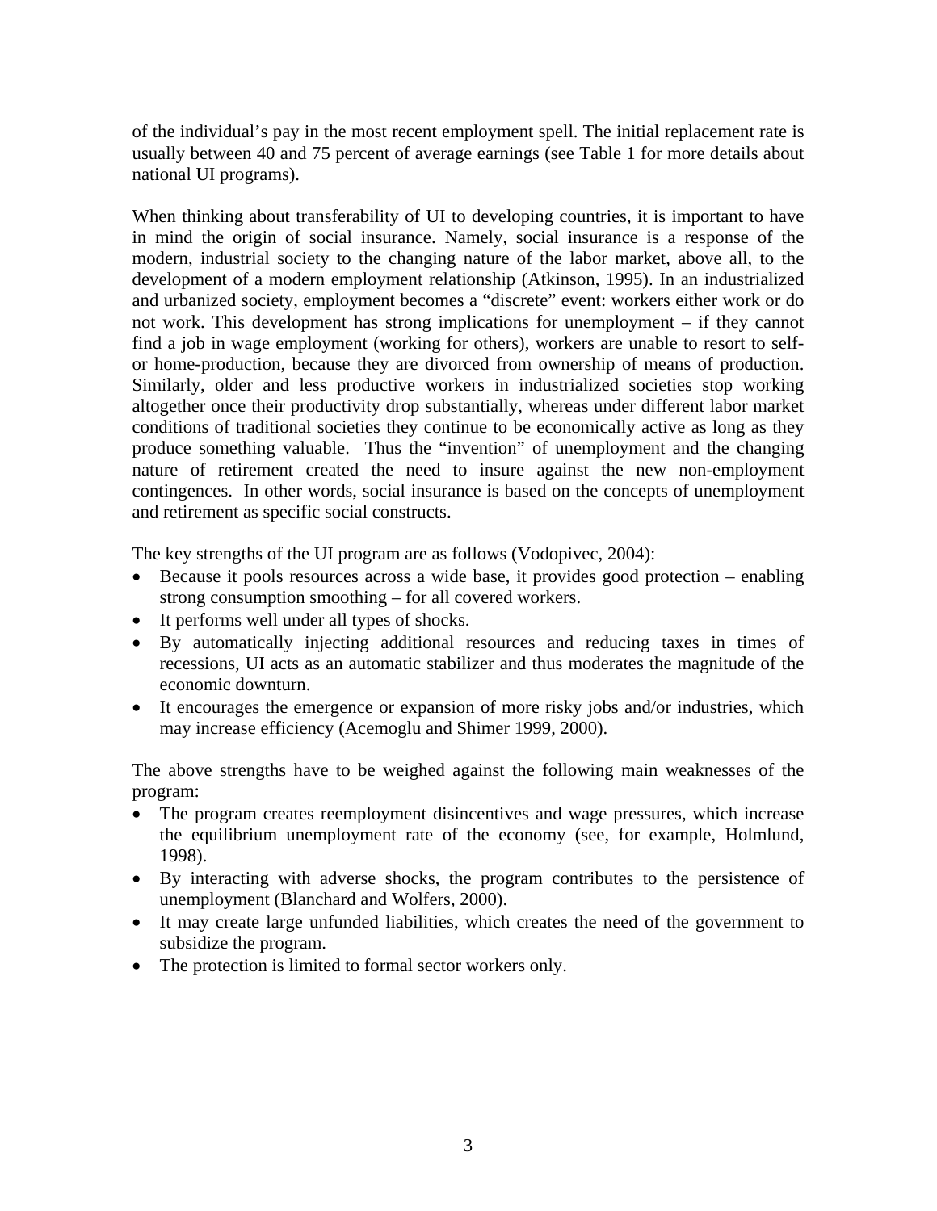of the individual's pay in the most recent employment spell. The initial replacement rate is usually between 40 and 75 percent of average earnings (see Table 1 for more details about national UI programs).

When thinking about transferability of UI to developing countries, it is important to have in mind the origin of social insurance. Namely, social insurance is a response of the modern, industrial society to the changing nature of the labor market, above all, to the development of a modern employment relationship (Atkinson, 1995). In an industrialized and urbanized society, employment becomes a "discrete" event: workers either work or do not work. This development has strong implications for unemployment – if they cannot find a job in wage employment (working for others), workers are unable to resort to self- or home-production, because they are divorced from ownership of means of production. Similarly, older and less productive workers in industrialized societies stop working altogether once their productivity drop substantially, whereas under different labor market conditions of traditional societies they continue to be economically active as long as they produce something valuable. Thus the "invention" of unemployment and the changing nature of retirement created the need to insure against the new non-employment contingences. In other words, social insurance is based on the concepts of unemployment and retirement as specific social constructs.

The key strengths of the UI program are as follows (Vodopivec, 2004):

- Because it pools resources across a wide base, it provides good protection – enabling strong consumption smoothing – for all covered workers.
- It performs well under all types of shocks.
- By automatically injecting additional resources and reducing taxes in times of recessions, UI acts as an automatic stabilizer and thus moderates the magnitude of the economic downturn.
- It encourages the emergence or expansion of more risky jobs and/or industries, which may increase efficiency (Acemoglu and Shimer 1999, 2000).

The above strengths have to be weighed against the following main weaknesses of the program:

- The program creates reemployment disincentives and wage pressures, which increase the equilibrium unemployment rate of the economy (see, for example, Holmlund, 1998).
- By interacting with adverse shocks, the program contributes to the persistence of unemployment (Blanchard and Wolfers, 2000).
- It may create large unfunded liabilities, which creates the need of the government to subsidize the program.
- The protection is limited to formal sector workers only.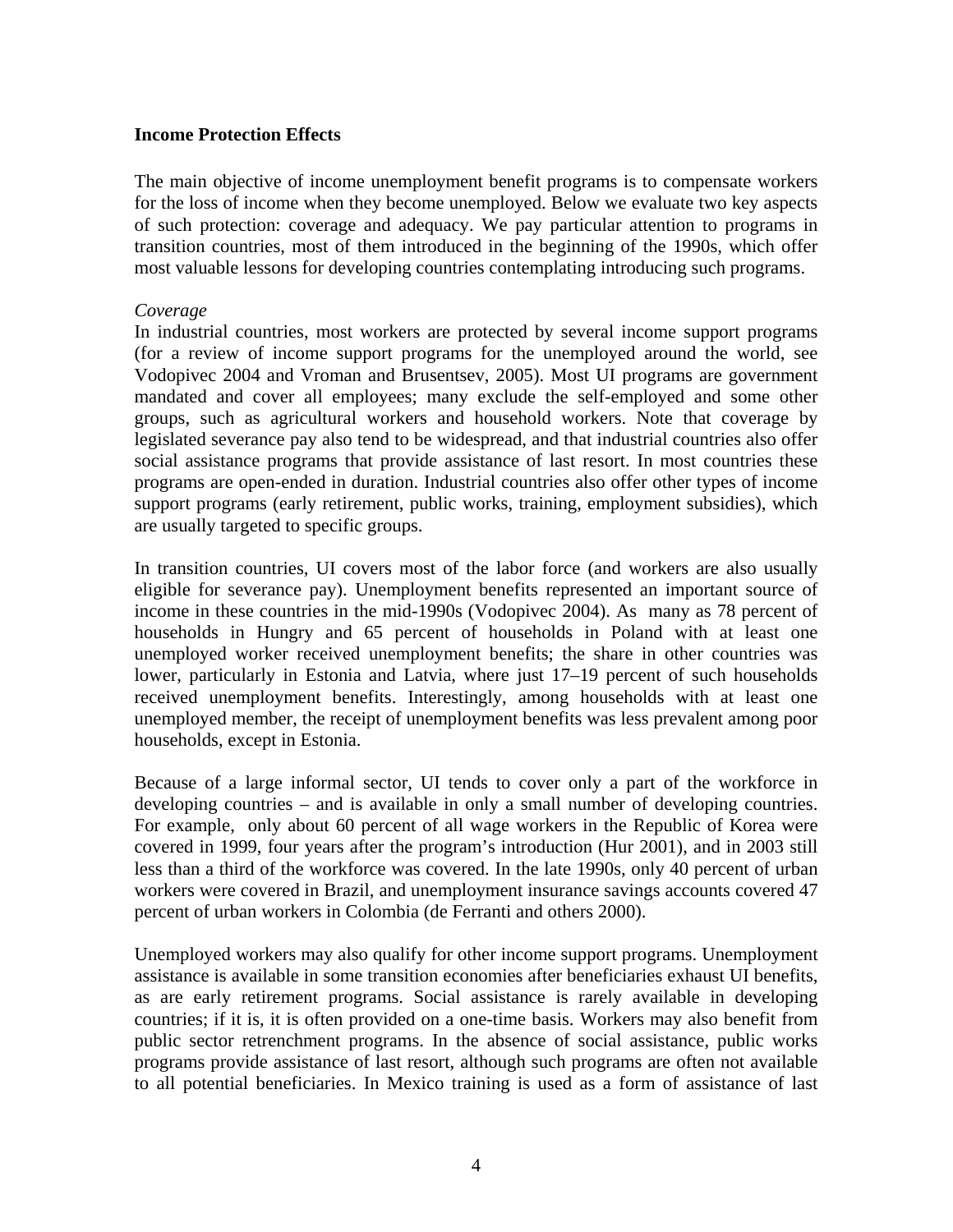**Income Protection Effects**

The main objective of income unemployment benefit programs is to compensate workers for the loss of income when they become unemployed. Below we evaluate two key aspects of such protection: coverage and adequacy. We pay particular attention to programs in transition countries, most of them introduced in the beginning of the 1990s, which offer most valuable lessons for developing countries contemplating introducing such programs.

*Coverage*

In industrial countries, most workers are protected by several income support programs (for a review of income support programs for the unemployed around the world, see Vodopivec 2004 and Vroman and Brusentsev, 2005). Most UI programs are government mandated and cover all employees; many exclude the self-employed and some other groups, such as agricultural workers and household workers. Note that coverage by legislated severance pay also tend to be widespread, and that industrial countries also offer social assistance programs that provide assistance of last resort. In most countries these programs are open-ended in duration. Industrial countries also offer other types of income support programs (early retirement, public works, training, employment subsidies), which are usually targeted to specific groups.

In transition countries, UI covers most of the labor force (and workers are also usually eligible for severance pay). Unemployment benefits represented an important source of income in these countries in the mid-1990s (Vodopivec 2004). As many as 78 percent of households in Hungry and 65 percent of households in Poland with at least one unemployed worker received unemployment benefits; the share in other countries was lower, particularly in Estonia and Latvia, where just 17–19 percent of such households received unemployment benefits. Interestingly, among households with at least one unemployed member, the receipt of unemployment benefits was less prevalent among poor households, except in Estonia.

Because of a large informal sector, UI tends to cover only a part of the workforce in developing countries – and is available in only a small number of developing countries. For example, only about 60 percent of all wage workers in the Republic of Korea were covered in 1999, four years after the program's introduction (Hur 2001), and in 2003 still less than a third of the workforce was covered. In the late 1990s, only 40 percent of urban workers were covered in Brazil, and unemployment insurance savings accounts covered 47 percent of urban workers in Colombia (de Ferranti and others 2000).

Unemployed workers may also qualify for other income support programs. Unemployment assistance is available in some transition economies after beneficiaries exhaust UI benefits, as are early retirement programs. Social assistance is rarely available in developing countries; if it is, it is often provided on a one-time basis. Workers may also benefit from public sector retrenchment programs. In the absence of social assistance, public works programs provide assistance of last resort, although such programs are often not available to all potential beneficiaries. In Mexico training is used as a form of assistance of last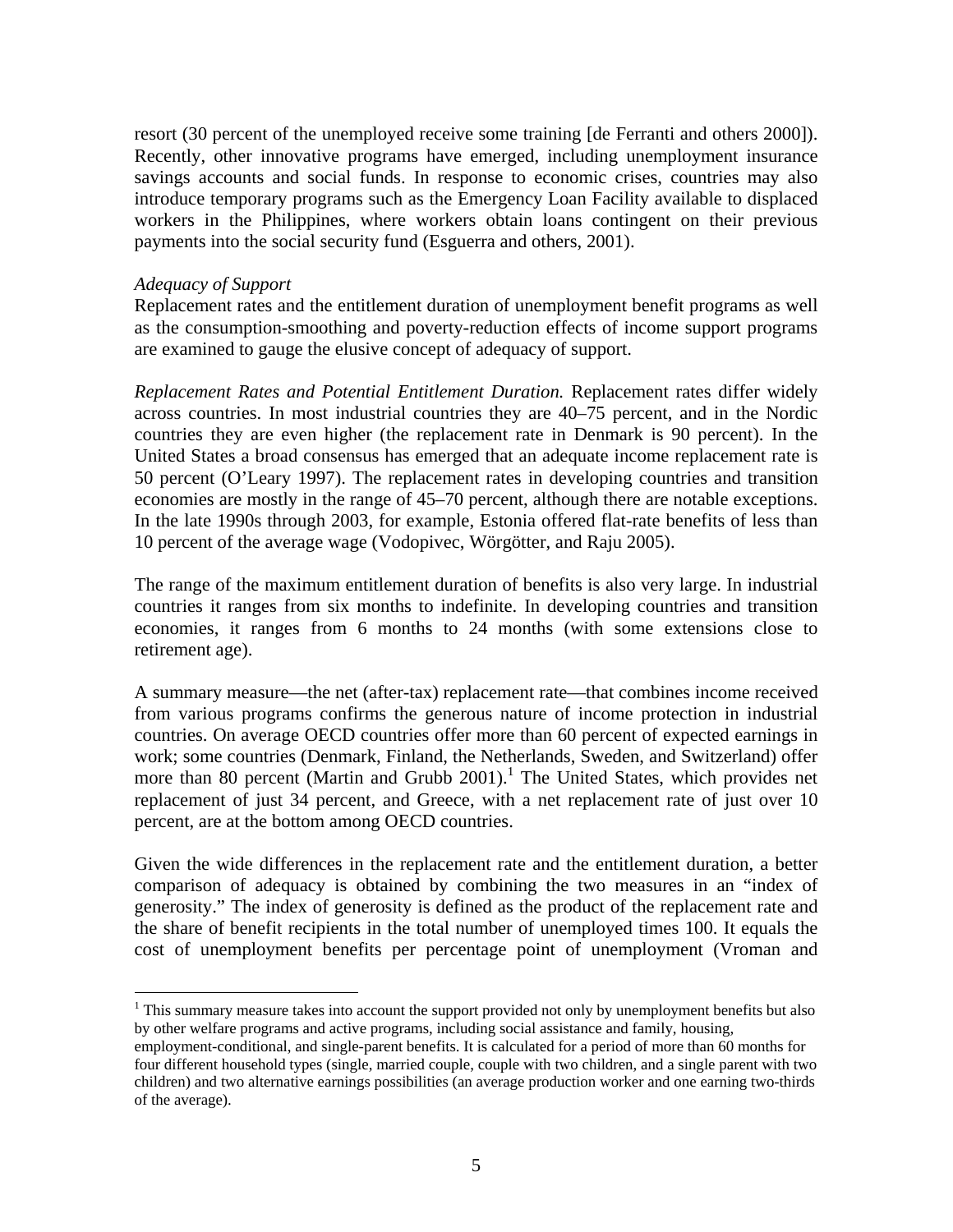resort (30 percent of the unemployed receive some training [de Ferranti and others 2000]). Recently, other innovative programs have emerged, including unemployment insurance savings accounts and social funds. In response to economic crises, countries may also introduce temporary programs such as the Emergency Loan Facility available to displaced workers in the Philippines, where workers obtain loans contingent on their previous payments into the social security fund (Esguerra and others, 2001).

*Adequacy of Support*

Replacement rates and the entitlement duration of unemployment benefit programs as well as the consumption-smoothing and poverty-reduction effects of income support programs are examined to gauge the elusive concept of adequacy of support.

*Replacement Rates and Potential Entitlement Duration.* Replacement rates differ widely across countries. In most industrial countries they are 40–75 percent, and in the Nordic countries they are even higher (the replacement rate in Denmark is 90 percent). In the United States a broad consensus has emerged that an adequate income replacement rate is 50 percent (O'Leary 1997). The replacement rates in developing countries and transition economies are mostly in the range of 45–70 percent, although there are notable exceptions. In the late 1990s through 2003, for example, Estonia offered flat-rate benefits of less than 10 percent of the average wage (Vodopivec, Wörgötter, and Raju 2005).

The range of the maximum entitlement duration of benefits is also very large. In industrial countries it ranges from six months to indefinite. In developing countries and transition economies, it ranges from 6 months to 24 months (with some extensions close to retirement age).

A summary measure—the net (after-tax) replacement rate—that combines income received from various programs confirms the generous nature of income protection in industrial countries. On average OECD countries offer more than 60 percent of expected earnings in work; some countries (Denmark, Finland, the Netherlands, Sweden, and Switzerland) offer more than 80 percent (Martin and Grubb 2001).[1] The United States, which provides net replacement of just 34 percent, and Greece, with a net replacement rate of just over 10 percent, are at the bottom among OECD countries.

Given the wide differences in the replacement rate and the entitlement duration, a better comparison of adequacy is obtained by combining the two measures in an "index of generosity." The index of generosity is defined as the product of the replacement rate and the share of benefit recipients in the total number of unemployed times 100. It equals the cost of unemployment benefits per percentage point of unemployment (Vroman and

[1] This summary measure takes into account the support provided not only by unemployment benefits but also by other welfare programs and active programs, including social assistance and family, housing, employment-conditional, and single-parent benefits. It is calculated for a period of more than 60 months for four different household types (single, married couple, couple with two children, and a single parent with two children) and two alternative earnings possibilities (an average production worker and one earning two-thirds of the average).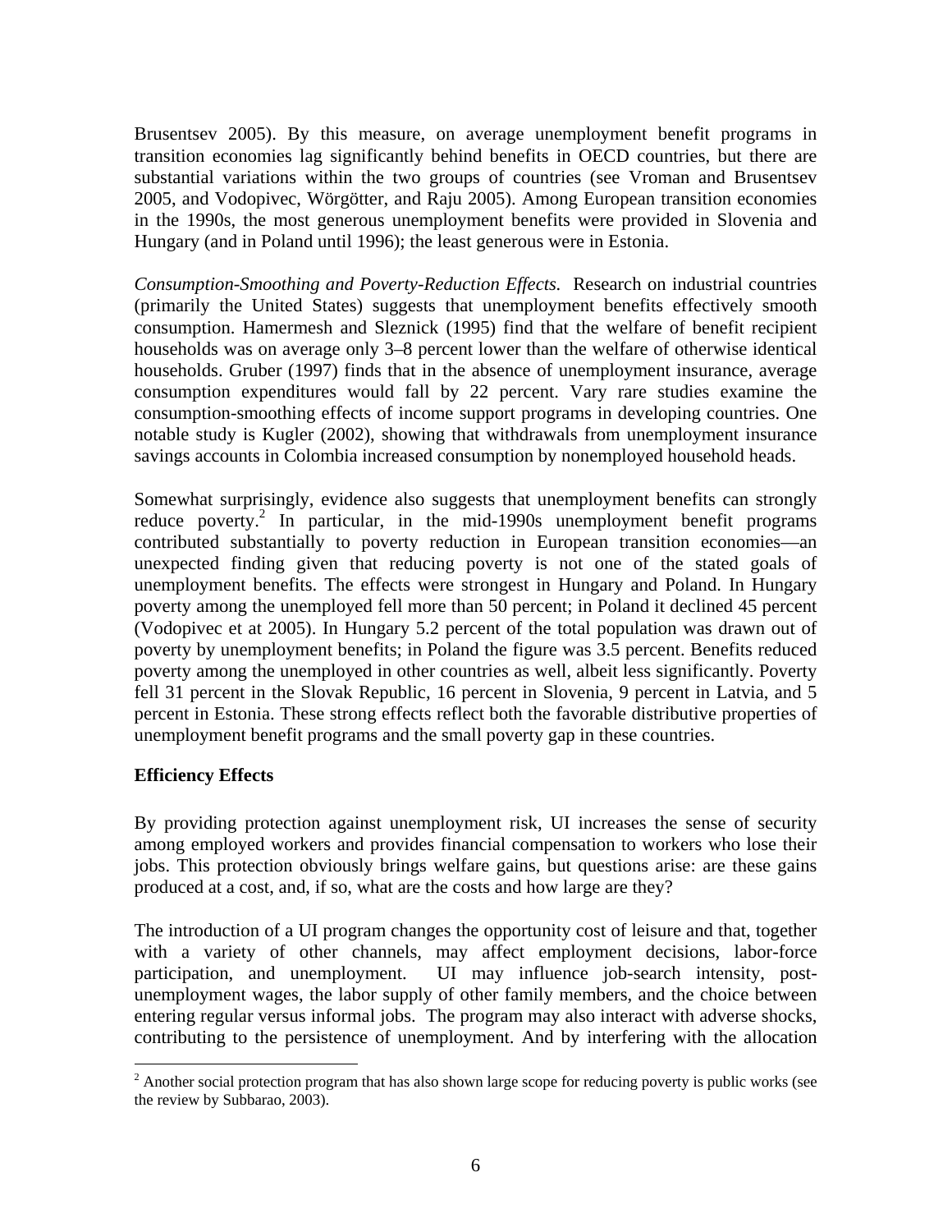Brusentsev 2005). By this measure, on average unemployment benefit programs in transition economies lag significantly behind benefits in OECD countries, but there are substantial variations within the two groups of countries (see Vroman and Brusentsev 2005, and Vodopivec, Wörgötter, and Raju 2005). Among European transition economies in the 1990s, the most generous unemployment benefits were provided in Slovenia and Hungary (and in Poland until 1996); the least generous were in Estonia.

*Consumption-Smoothing and Poverty-Reduction Effects.* Research on industrial countries (primarily the United States) suggests that unemployment benefits effectively smooth consumption. Hamermesh and Sleznick (1995) find that the welfare of benefit recipient households was on average only 3–8 percent lower than the welfare of otherwise identical households. Gruber (1997) finds that in the absence of unemployment insurance, average consumption expenditures would fall by 22 percent. Vary rare studies examine the consumption-smoothing effects of income support programs in developing countries. One notable study is Kugler (2002), showing that withdrawals from unemployment insurance savings accounts in Colombia increased consumption by nonemployed household heads.

Somewhat surprisingly, evidence also suggests that unemployment benefits can strongly reduce poverty.[2] In particular, in the mid-1990s unemployment benefit programs contributed substantially to poverty reduction in European transition economies—an unexpected finding given that reducing poverty is not one of the stated goals of unemployment benefits. The effects were strongest in Hungary and Poland. In Hungary poverty among the unemployed fell more than 50 percent; in Poland it declined 45 percent (Vodopivec et at 2005). In Hungary 5.2 percent of the total population was drawn out of poverty by unemployment benefits; in Poland the figure was 3.5 percent. Benefits reduced poverty among the unemployed in other countries as well, albeit less significantly. Poverty fell 31 percent in the Slovak Republic, 16 percent in Slovenia, 9 percent in Latvia, and 5 percent in Estonia. These strong effects reflect both the favorable distributive properties of unemployment benefit programs and the small poverty gap in these countries.

**Efficiency Effects**

By providing protection against unemployment risk, UI increases the sense of security among employed workers and provides financial compensation to workers who lose their jobs. This protection obviously brings welfare gains, but questions arise: are these gains produced at a cost, and, if so, what are the costs and how large are they?

The introduction of a UI program changes the opportunity cost of leisure and that, together with a variety of other channels, may affect employment decisions, labor-force participation, and unemployment. UI may influence job-search intensity, post-unemployment wages, the labor supply of other family members, and the choice between entering regular versus informal jobs. The program may also interact with adverse shocks, contributing to the persistence of unemployment. And by interfering with the allocation

[2] Another social protection program that has also shown large scope for reducing poverty is public works (see the review by Subbarao, 2003).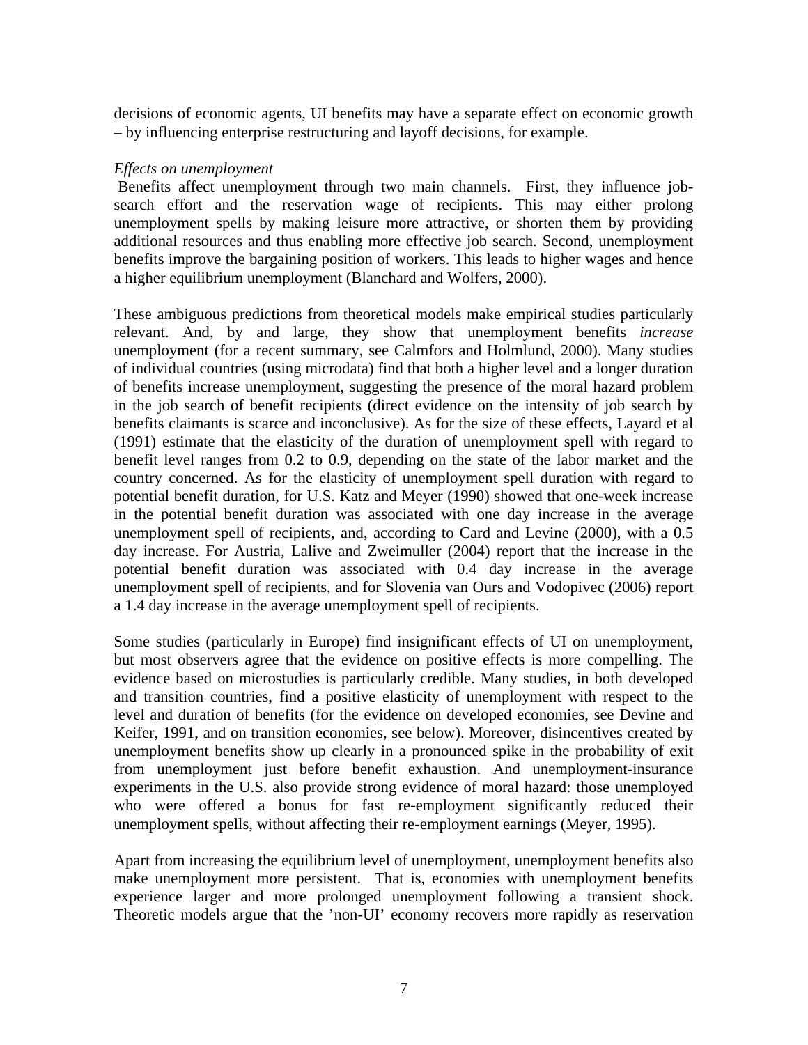decisions of economic agents, UI benefits may have a separate effect on economic growth – by influencing enterprise restructuring and layoff decisions, for example.

*Effects on unemployment*

Benefits affect unemployment through two main channels. First, they influence job-search effort and the reservation wage of recipients. This may either prolong unemployment spells by making leisure more attractive, or shorten them by providing additional resources and thus enabling more effective job search. Second, unemployment benefits improve the bargaining position of workers. This leads to higher wages and hence a higher equilibrium unemployment (Blanchard and Wolfers, 2000).

These ambiguous predictions from theoretical models make empirical studies particularly relevant. And, by and large, they show that unemployment benefits *increase* unemployment (for a recent summary, see Calmfors and Holmlund, 2000). Many studies of individual countries (using microdata) find that both a higher level and a longer duration of benefits increase unemployment, suggesting the presence of the moral hazard problem in the job search of benefit recipients (direct evidence on the intensity of job search by benefits claimants is scarce and inconclusive). As for the size of these effects, Layard et al (1991) estimate that the elasticity of the duration of unemployment spell with regard to benefit level ranges from 0.2 to 0.9, depending on the state of the labor market and the country concerned. As for the elasticity of unemployment spell duration with regard to potential benefit duration, for U.S. Katz and Meyer (1990) showed that one-week increase in the potential benefit duration was associated with one day increase in the average unemployment spell of recipients, and, according to Card and Levine (2000), with a 0.5 day increase. For Austria, Lalive and Zweimuller (2004) report that the increase in the potential benefit duration was associated with 0.4 day increase in the average unemployment spell of recipients, and for Slovenia van Ours and Vodopivec (2006) report a 1.4 day increase in the average unemployment spell of recipients.

Some studies (particularly in Europe) find insignificant effects of UI on unemployment, but most observers agree that the evidence on positive effects is more compelling. The evidence based on microstudies is particularly credible. Many studies, in both developed and transition countries, find a positive elasticity of unemployment with respect to the level and duration of benefits (for the evidence on developed economies, see Devine and Keifer, 1991, and on transition economies, see below). Moreover, disincentives created by unemployment benefits show up clearly in a pronounced spike in the probability of exit from unemployment just before benefit exhaustion. And unemployment-insurance experiments in the U.S. also provide strong evidence of moral hazard: those unemployed who were offered a bonus for fast re-employment significantly reduced their unemployment spells, without affecting their re-employment earnings (Meyer, 1995).

Apart from increasing the equilibrium level of unemployment, unemployment benefits also make unemployment more persistent. That is, economies with unemployment benefits experience larger and more prolonged unemployment following a transient shock. Theoretic models argue that the 'non-UI' economy recovers more rapidly as reservation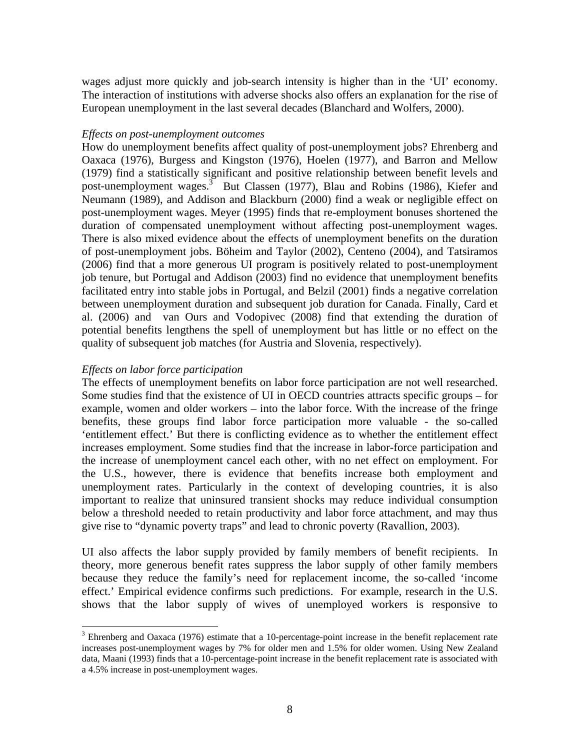wages adjust more quickly and job-search intensity is higher than in the 'UI' economy. The interaction of institutions with adverse shocks also offers an explanation for the rise of European unemployment in the last several decades (Blanchard and Wolfers, 2000).

*Effects on post-unemployment outcomes*

How do unemployment benefits affect quality of post-unemployment jobs? Ehrenberg and Oaxaca (1976), Burgess and Kingston (1976), Hoelen (1977), and Barron and Mellow (1979) find a statistically significant and positive relationship between benefit levels and post-unemployment wages.[3] But Classen (1977), Blau and Robins (1986), Kiefer and Neumann (1989), and Addison and Blackburn (2000) find a weak or negligible effect on post-unemployment wages. Meyer (1995) finds that re-employment bonuses shortened the duration of compensated unemployment without affecting post-unemployment wages. There is also mixed evidence about the effects of unemployment benefits on the duration of post-unemployment jobs. Böheim and Taylor (2002), Centeno (2004), and Tatsiramos (2006) find that a more generous UI program is positively related to post-unemployment job tenure, but Portugal and Addison (2003) find no evidence that unemployment benefits facilitated entry into stable jobs in Portugal, and Belzil (2001) finds a negative correlation between unemployment duration and subsequent job duration for Canada. Finally, Card et al. (2006) and van Ours and Vodopivec (2008) find that extending the duration of potential benefits lengthens the spell of unemployment but has little or no effect on the quality of subsequent job matches (for Austria and Slovenia, respectively).

*Effects on labor force participation*

The effects of unemployment benefits on labor force participation are not well researched. Some studies find that the existence of UI in OECD countries attracts specific groups – for example, women and older workers – into the labor force. With the increase of the fringe benefits, these groups find labor force participation more valuable - the so-called 'entitlement effect.' But there is conflicting evidence as to whether the entitlement effect increases employment. Some studies find that the increase in labor-force participation and the increase of unemployment cancel each other, with no net effect on employment. For the U.S., however, there is evidence that benefits increase both employment and unemployment rates. Particularly in the context of developing countries, it is also important to realize that uninsured transient shocks may reduce individual consumption below a threshold needed to retain productivity and labor force attachment, and may thus give rise to "dynamic poverty traps" and lead to chronic poverty (Ravallion, 2003).

UI also affects the labor supply provided by family members of benefit recipients. In theory, more generous benefit rates suppress the labor supply of other family members because they reduce the family's need for replacement income, the so-called 'income effect.' Empirical evidence confirms such predictions. For example, research in the U.S. shows that the labor supply of wives of unemployed workers is responsive to

[3] Ehrenberg and Oaxaca (1976) estimate that a 10-percentage-point increase in the benefit replacement rate increases post-unemployment wages by 7% for older men and 1.5% for older women. Using New Zealand data, Maani (1993) finds that a 10-percentage-point increase in the benefit replacement rate is associated with a 4.5% increase in post-unemployment wages.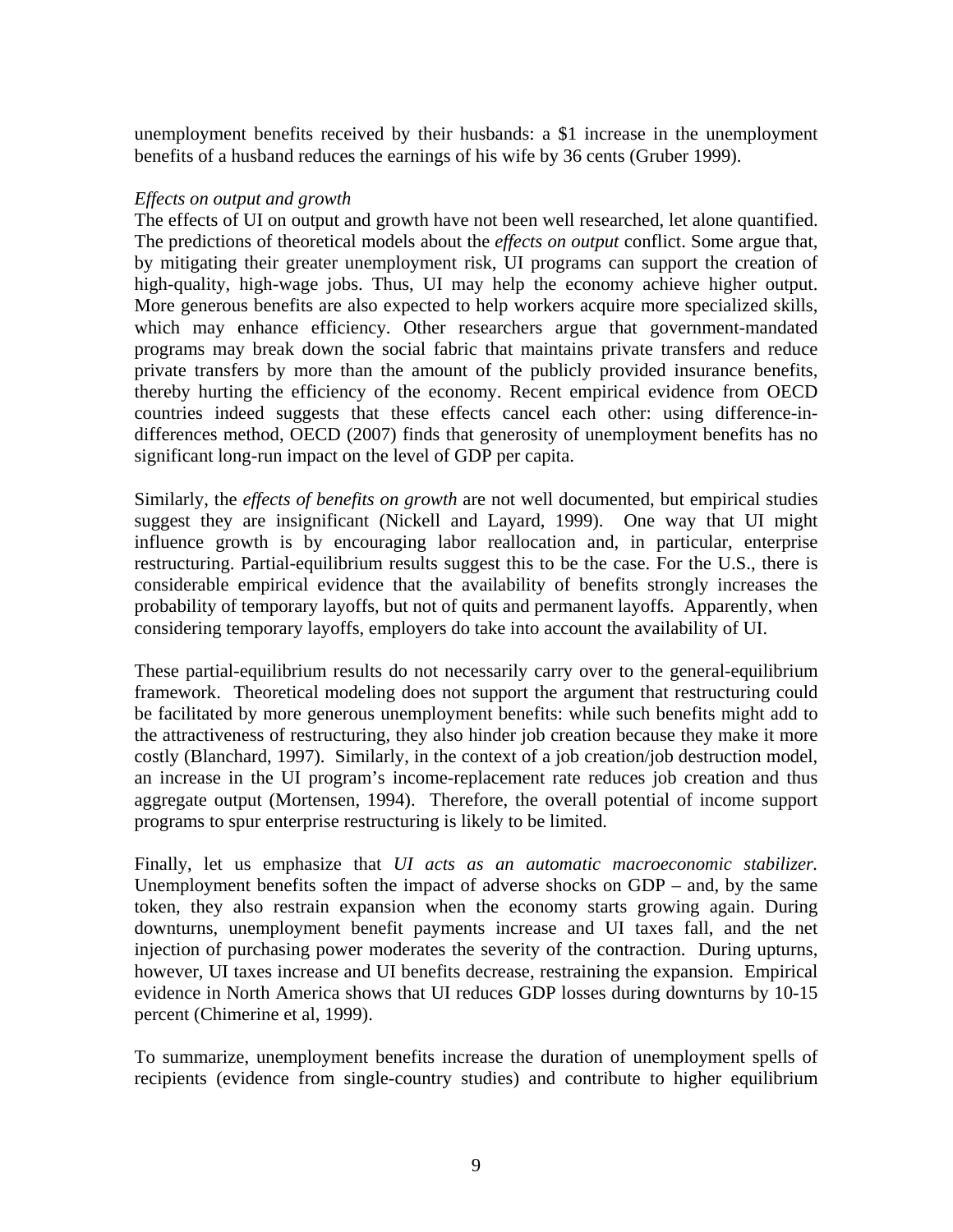unemployment benefits received by their husbands: a $1 increase in the unemployment benefits of a husband reduces the earnings of his wife by 36 cents (Gruber 1999).

*Effects on output and growth*

The effects of UI on output and growth have not been well researched, let alone quantified. The predictions of theoretical models about the *effects on output* conflict. Some argue that, by mitigating their greater unemployment risk, UI programs can support the creation of high-quality, high-wage jobs. Thus, UI may help the economy achieve higher output. More generous benefits are also expected to help workers acquire more specialized skills, which may enhance efficiency. Other researchers argue that government-mandated programs may break down the social fabric that maintains private transfers and reduce private transfers by more than the amount of the publicly provided insurance benefits, thereby hurting the efficiency of the economy. Recent empirical evidence from OECD countries indeed suggests that these effects cancel each other: using difference-in-differences method, OECD (2007) finds that generosity of unemployment benefits has no significant long-run impact on the level of GDP per capita.

Similarly, the *effects of benefits on growth* are not well documented, but empirical studies suggest they are insignificant (Nickell and Layard, 1999). One way that UI might influence growth is by encouraging labor reallocation and, in particular, enterprise restructuring. Partial-equilibrium results suggest this to be the case. For the U.S., there is considerable empirical evidence that the availability of benefits strongly increases the probability of temporary layoffs, but not of quits and permanent layoffs. Apparently, when considering temporary layoffs, employers do take into account the availability of UI.

These partial-equilibrium results do not necessarily carry over to the general-equilibrium framework. Theoretical modeling does not support the argument that restructuring could be facilitated by more generous unemployment benefits: while such benefits might add to the attractiveness of restructuring, they also hinder job creation because they make it more costly (Blanchard, 1997). Similarly, in the context of a job creation/job destruction model, an increase in the UI program's income-replacement rate reduces job creation and thus aggregate output (Mortensen, 1994). Therefore, the overall potential of income support programs to spur enterprise restructuring is likely to be limited.

Finally, let us emphasize that *UI acts as an automatic macroeconomic stabilizer.* Unemployment benefits soften the impact of adverse shocks on GDP – and, by the same token, they also restrain expansion when the economy starts growing again. During downturns, unemployment benefit payments increase and UI taxes fall, and the net injection of purchasing power moderates the severity of the contraction. During upturns, however, UI taxes increase and UI benefits decrease, restraining the expansion. Empirical evidence in North America shows that UI reduces GDP losses during downturns by 10-15 percent (Chimerine et al, 1999).

To summarize, unemployment benefits increase the duration of unemployment spells of recipients (evidence from single-country studies) and contribute to higher equilibrium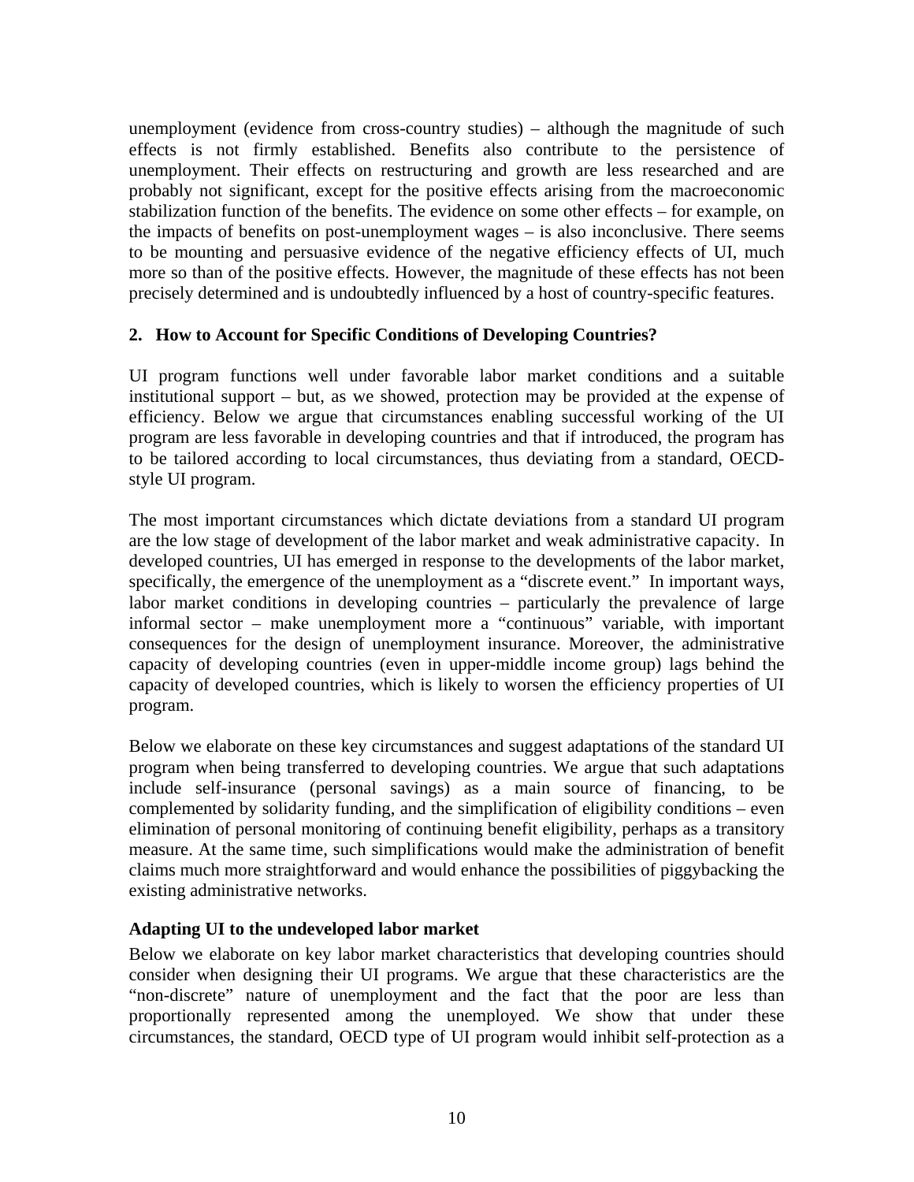unemployment (evidence from cross-country studies) – although the magnitude of such effects is not firmly established. Benefits also contribute to the persistence of unemployment. Their effects on restructuring and growth are less researched and are probably not significant, except for the positive effects arising from the macroeconomic stabilization function of the benefits. The evidence on some other effects – for example, on the impacts of benefits on post-unemployment wages – is also inconclusive. There seems to be mounting and persuasive evidence of the negative efficiency effects of UI, much more so than of the positive effects. However, the magnitude of these effects has not been precisely determined and is undoubtedly influenced by a host of country-specific features.

## 2. How to Account for Specific Conditions of Developing Countries?

UI program functions well under favorable labor market conditions and a suitable institutional support – but, as we showed, protection may be provided at the expense of efficiency. Below we argue that circumstances enabling successful working of the UI program are less favorable in developing countries and that if introduced, the program has to be tailored according to local circumstances, thus deviating from a standard, OECD-style UI program.

The most important circumstances which dictate deviations from a standard UI program are the low stage of development of the labor market and weak administrative capacity. In developed countries, UI has emerged in response to the developments of the labor market, specifically, the emergence of the unemployment as a "discrete event." In important ways, labor market conditions in developing countries – particularly the prevalence of large informal sector – make unemployment more a "continuous" variable, with important consequences for the design of unemployment insurance. Moreover, the administrative capacity of developing countries (even in upper-middle income group) lags behind the capacity of developed countries, which is likely to worsen the efficiency properties of UI program.

Below we elaborate on these key circumstances and suggest adaptations of the standard UI program when being transferred to developing countries. We argue that such adaptations include self-insurance (personal savings) as a main source of financing, to be complemented by solidarity funding, and the simplification of eligibility conditions – even elimination of personal monitoring of continuing benefit eligibility, perhaps as a transitory measure. At the same time, such simplifications would make the administration of benefit claims much more straightforward and would enhance the possibilities of piggybacking the existing administrative networks.

### Adapting UI to the undeveloped labor market

Below we elaborate on key labor market characteristics that developing countries should consider when designing their UI programs. We argue that these characteristics are the "non-discrete" nature of unemployment and the fact that the poor are less than proportionally represented among the unemployed. We show that under these circumstances, the standard, OECD type of UI program would inhibit self-protection as a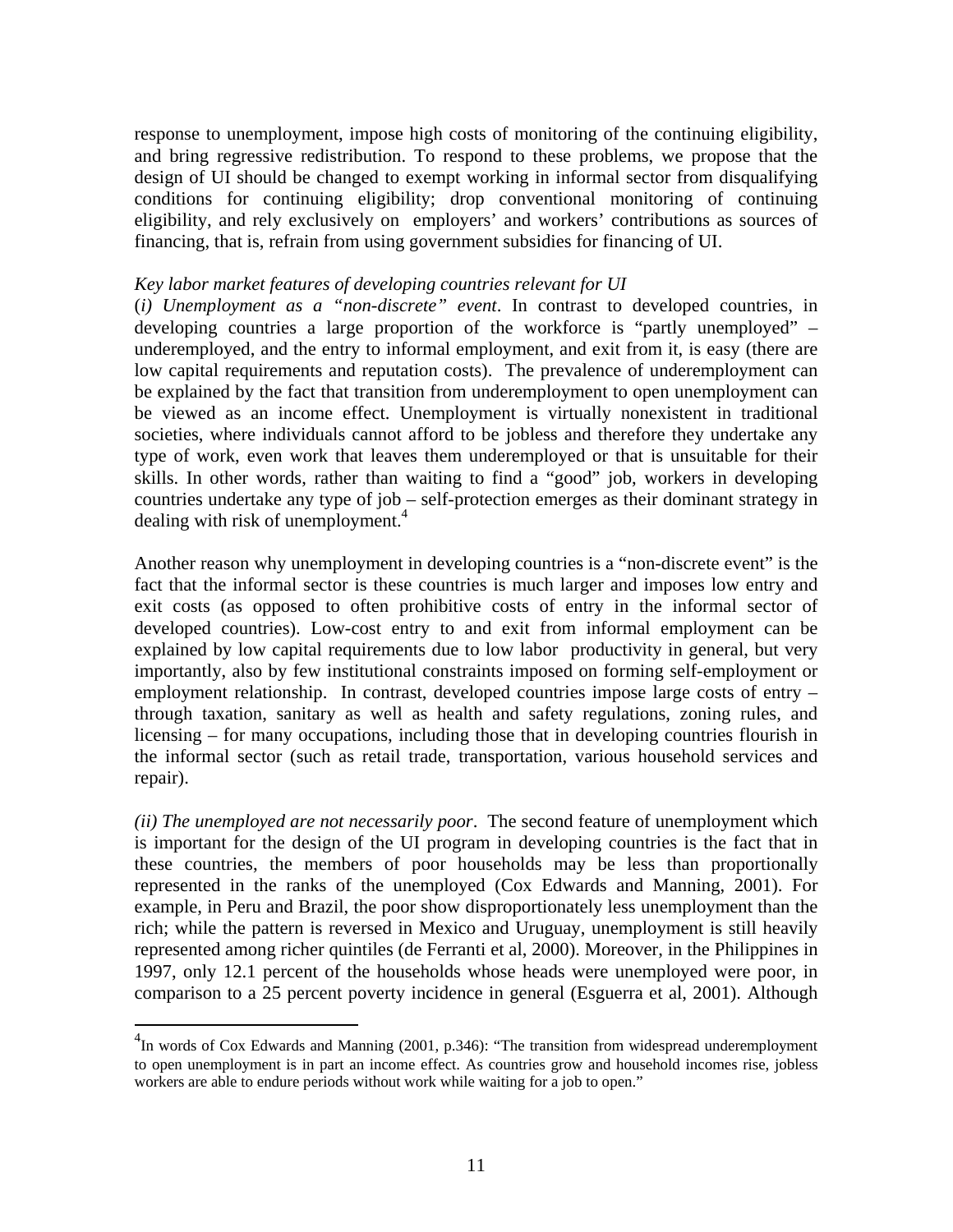response to unemployment, impose high costs of monitoring of the continuing eligibility, and bring regressive redistribution. To respond to these problems, we propose that the design of UI should be changed to exempt working in informal sector from disqualifying conditions for continuing eligibility; drop conventional monitoring of continuing eligibility, and rely exclusively on employers' and workers' contributions as sources of financing, that is, refrain from using government subsidies for financing of UI.

*Key labor market features of developing countries relevant for UI*

(*i) Unemployment as a "non-discrete" event*. In contrast to developed countries, in developing countries a large proportion of the workforce is "partly unemployed" – underemployed, and the entry to informal employment, and exit from it, is easy (there are low capital requirements and reputation costs). The prevalence of underemployment can be explained by the fact that transition from underemployment to open unemployment can be viewed as an income effect. Unemployment is virtually nonexistent in traditional societies, where individuals cannot afford to be jobless and therefore they undertake any type of work, even work that leaves them underemployed or that is unsuitable for their skills. In other words, rather than waiting to find a "good" job, workers in developing countries undertake any type of job – self-protection emerges as their dominant strategy in dealing with risk of unemployment.[4]

Another reason why unemployment in developing countries is a "non-discrete event" is the fact that the informal sector is these countries is much larger and imposes low entry and exit costs (as opposed to often prohibitive costs of entry in the informal sector of developed countries). Low-cost entry to and exit from informal employment can be explained by low capital requirements due to low labor productivity in general, but very importantly, also by few institutional constraints imposed on forming self-employment or employment relationship. In contrast, developed countries impose large costs of entry – through taxation, sanitary as well as health and safety regulations, zoning rules, and licensing – for many occupations, including those that in developing countries flourish in the informal sector (such as retail trade, transportation, various household services and repair).

*(ii) The unemployed are not necessarily poor*. The second feature of unemployment which is important for the design of the UI program in developing countries is the fact that in these countries, the members of poor households may be less than proportionally represented in the ranks of the unemployed (Cox Edwards and Manning, 2001). For example, in Peru and Brazil, the poor show disproportionately less unemployment than the rich; while the pattern is reversed in Mexico and Uruguay, unemployment is still heavily represented among richer quintiles (de Ferranti et al, 2000). Moreover, in the Philippines in 1997, only 12.1 percent of the households whose heads were unemployed were poor, in comparison to a 25 percent poverty incidence in general (Esguerra et al, 2001). Although

[4]In words of Cox Edwards and Manning (2001, p.346): "The transition from widespread underemployment to open unemployment is in part an income effect. As countries grow and household incomes rise, jobless workers are able to endure periods without work while waiting for a job to open."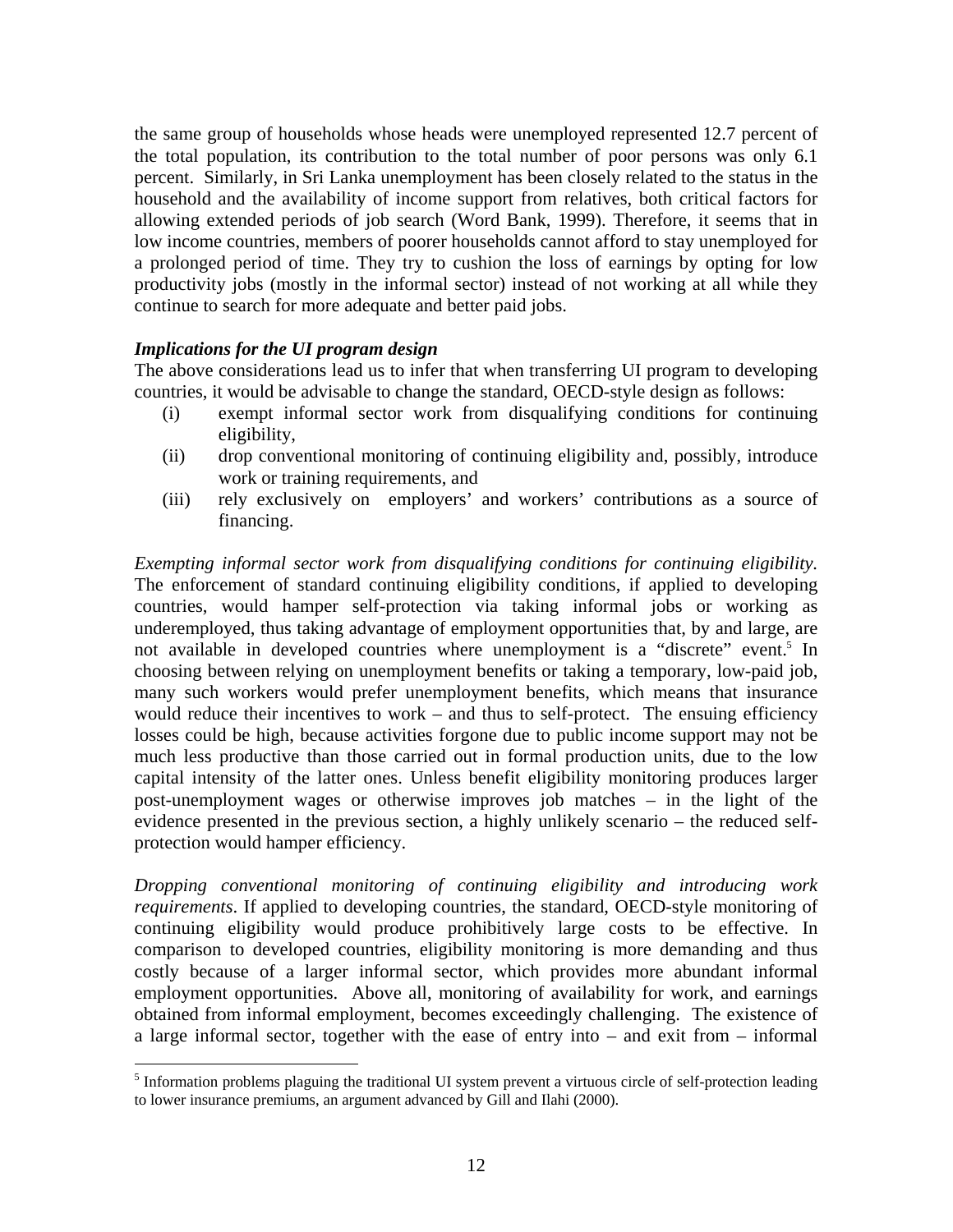the same group of households whose heads were unemployed represented 12.7 percent of the total population, its contribution to the total number of poor persons was only 6.1 percent. Similarly, in Sri Lanka unemployment has been closely related to the status in the household and the availability of income support from relatives, both critical factors for allowing extended periods of job search (Word Bank, 1999). Therefore, it seems that in low income countries, members of poorer households cannot afford to stay unemployed for a prolonged period of time. They try to cushion the loss of earnings by opting for low productivity jobs (mostly in the informal sector) instead of not working at all while they continue to search for more adequate and better paid jobs.

***Implications for the UI program design***

The above considerations lead us to infer that when transferring UI program to developing countries, it would be advisable to change the standard, OECD-style design as follows:

(i) exempt informal sector work from disqualifying conditions for continuing eligibility,

(ii) drop conventional monitoring of continuing eligibility and, possibly, introduce work or training requirements, and

(iii) rely exclusively on employers' and workers' contributions as a source of financing.

*Exempting informal sector work from disqualifying conditions for continuing eligibility.* The enforcement of standard continuing eligibility conditions, if applied to developing countries, would hamper self-protection via taking informal jobs or working as underemployed, thus taking advantage of employment opportunities that, by and large, are not available in developed countries where unemployment is a "discrete" event.[5] In choosing between relying on unemployment benefits or taking a temporary, low-paid job, many such workers would prefer unemployment benefits, which means that insurance would reduce their incentives to work – and thus to self-protect. The ensuing efficiency losses could be high, because activities forgone due to public income support may not be much less productive than those carried out in formal production units, due to the low capital intensity of the latter ones. Unless benefit eligibility monitoring produces larger post-unemployment wages or otherwise improves job matches – in the light of the evidence presented in the previous section, a highly unlikely scenario – the reduced self-protection would hamper efficiency.

*Dropping conventional monitoring of continuing eligibility and introducing work requirements*. If applied to developing countries, the standard, OECD-style monitoring of continuing eligibility would produce prohibitively large costs to be effective. In comparison to developed countries, eligibility monitoring is more demanding and thus costly because of a larger informal sector, which provides more abundant informal employment opportunities. Above all, monitoring of availability for work, and earnings obtained from informal employment, becomes exceedingly challenging. The existence of a large informal sector, together with the ease of entry into – and exit from – informal

[5] Information problems plaguing the traditional UI system prevent a virtuous circle of self-protection leading to lower insurance premiums, an argument advanced by Gill and Ilahi (2000).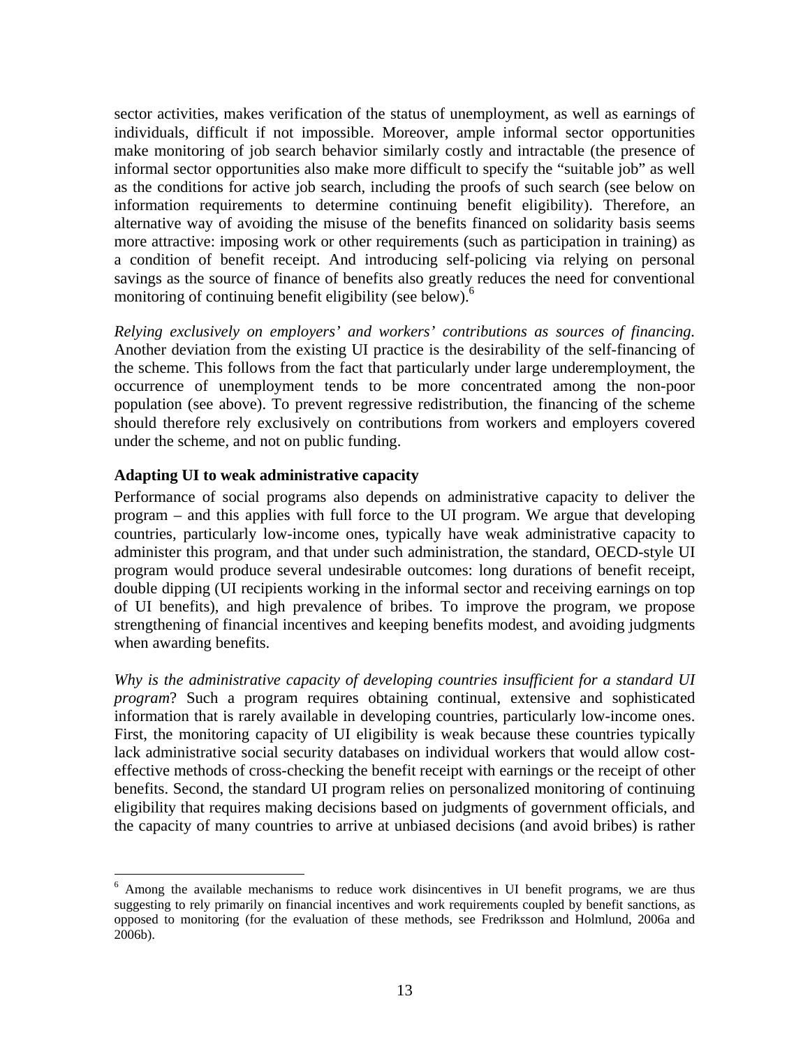sector activities, makes verification of the status of unemployment, as well as earnings of individuals, difficult if not impossible. Moreover, ample informal sector opportunities make monitoring of job search behavior similarly costly and intractable (the presence of informal sector opportunities also make more difficult to specify the "suitable job" as well as the conditions for active job search, including the proofs of such search (see below on information requirements to determine continuing benefit eligibility). Therefore, an alternative way of avoiding the misuse of the benefits financed on solidarity basis seems more attractive: imposing work or other requirements (such as participation in training) as a condition of benefit receipt. And introducing self-policing via relying on personal savings as the source of finance of benefits also greatly reduces the need for conventional monitoring of continuing benefit eligibility (see below).[6]

*Relying exclusively on employers' and workers' contributions as sources of financing.* Another deviation from the existing UI practice is the desirability of the self-financing of the scheme. This follows from the fact that particularly under large underemployment, the occurrence of unemployment tends to be more concentrated among the non-poor population (see above). To prevent regressive redistribution, the financing of the scheme should therefore rely exclusively on contributions from workers and employers covered under the scheme, and not on public funding.

### Adapting UI to weak administrative capacity

Performance of social programs also depends on administrative capacity to deliver the program – and this applies with full force to the UI program. We argue that developing countries, particularly low-income ones, typically have weak administrative capacity to administer this program, and that under such administration, the standard, OECD-style UI program would produce several undesirable outcomes: long durations of benefit receipt, double dipping (UI recipients working in the informal sector and receiving earnings on top of UI benefits), and high prevalence of bribes. To improve the program, we propose strengthening of financial incentives and keeping benefits modest, and avoiding judgments when awarding benefits.

*Why is the administrative capacity of developing countries insufficient for a standard UI program*? Such a program requires obtaining continual, extensive and sophisticated information that is rarely available in developing countries, particularly low-income ones. First, the monitoring capacity of UI eligibility is weak because these countries typically lack administrative social security databases on individual workers that would allow cost-effective methods of cross-checking the benefit receipt with earnings or the receipt of other benefits. Second, the standard UI program relies on personalized monitoring of continuing eligibility that requires making decisions based on judgments of government officials, and the capacity of many countries to arrive at unbiased decisions (and avoid bribes) is rather

---

[6] Among the available mechanisms to reduce work disincentives in UI benefit programs, we are thus suggesting to rely primarily on financial incentives and work requirements coupled by benefit sanctions, as opposed to monitoring (for the evaluation of these methods, see Fredriksson and Holmlund, 2006a and 2006b).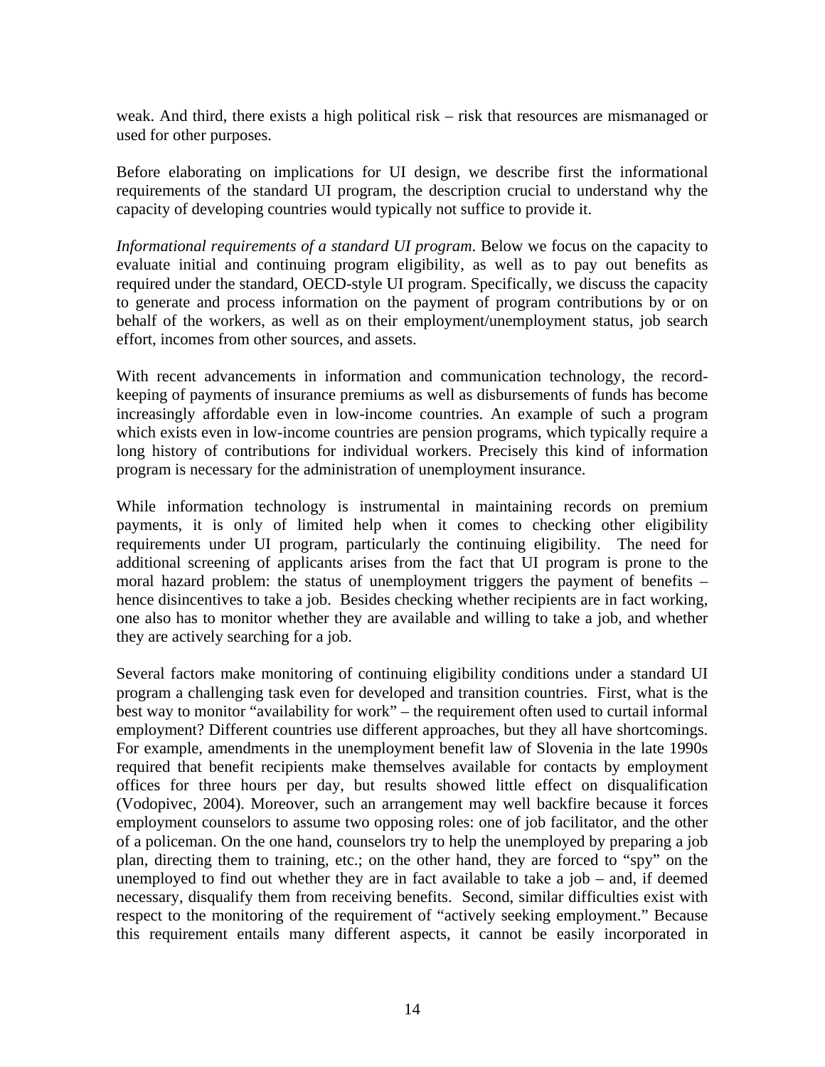weak. And third, there exists a high political risk – risk that resources are mismanaged or used for other purposes.

Before elaborating on implications for UI design, we describe first the informational requirements of the standard UI program, the description crucial to understand why the capacity of developing countries would typically not suffice to provide it.

*Informational requirements of a standard UI program*. Below we focus on the capacity to evaluate initial and continuing program eligibility, as well as to pay out benefits as required under the standard, OECD-style UI program. Specifically, we discuss the capacity to generate and process information on the payment of program contributions by or on behalf of the workers, as well as on their employment/unemployment status, job search effort, incomes from other sources, and assets.

With recent advancements in information and communication technology, the record-keeping of payments of insurance premiums as well as disbursements of funds has become increasingly affordable even in low-income countries. An example of such a program which exists even in low-income countries are pension programs, which typically require a long history of contributions for individual workers. Precisely this kind of information program is necessary for the administration of unemployment insurance.

While information technology is instrumental in maintaining records on premium payments, it is only of limited help when it comes to checking other eligibility requirements under UI program, particularly the continuing eligibility. The need for additional screening of applicants arises from the fact that UI program is prone to the moral hazard problem: the status of unemployment triggers the payment of benefits – hence disincentives to take a job. Besides checking whether recipients are in fact working, one also has to monitor whether they are available and willing to take a job, and whether they are actively searching for a job.

Several factors make monitoring of continuing eligibility conditions under a standard UI program a challenging task even for developed and transition countries. First, what is the best way to monitor "availability for work" – the requirement often used to curtail informal employment? Different countries use different approaches, but they all have shortcomings. For example, amendments in the unemployment benefit law of Slovenia in the late 1990s required that benefit recipients make themselves available for contacts by employment offices for three hours per day, but results showed little effect on disqualification (Vodopivec, 2004). Moreover, such an arrangement may well backfire because it forces employment counselors to assume two opposing roles: one of job facilitator, and the other of a policeman. On the one hand, counselors try to help the unemployed by preparing a job plan, directing them to training, etc.; on the other hand, they are forced to "spy" on the unemployed to find out whether they are in fact available to take a job – and, if deemed necessary, disqualify them from receiving benefits. Second, similar difficulties exist with respect to the monitoring of the requirement of "actively seeking employment." Because this requirement entails many different aspects, it cannot be easily incorporated in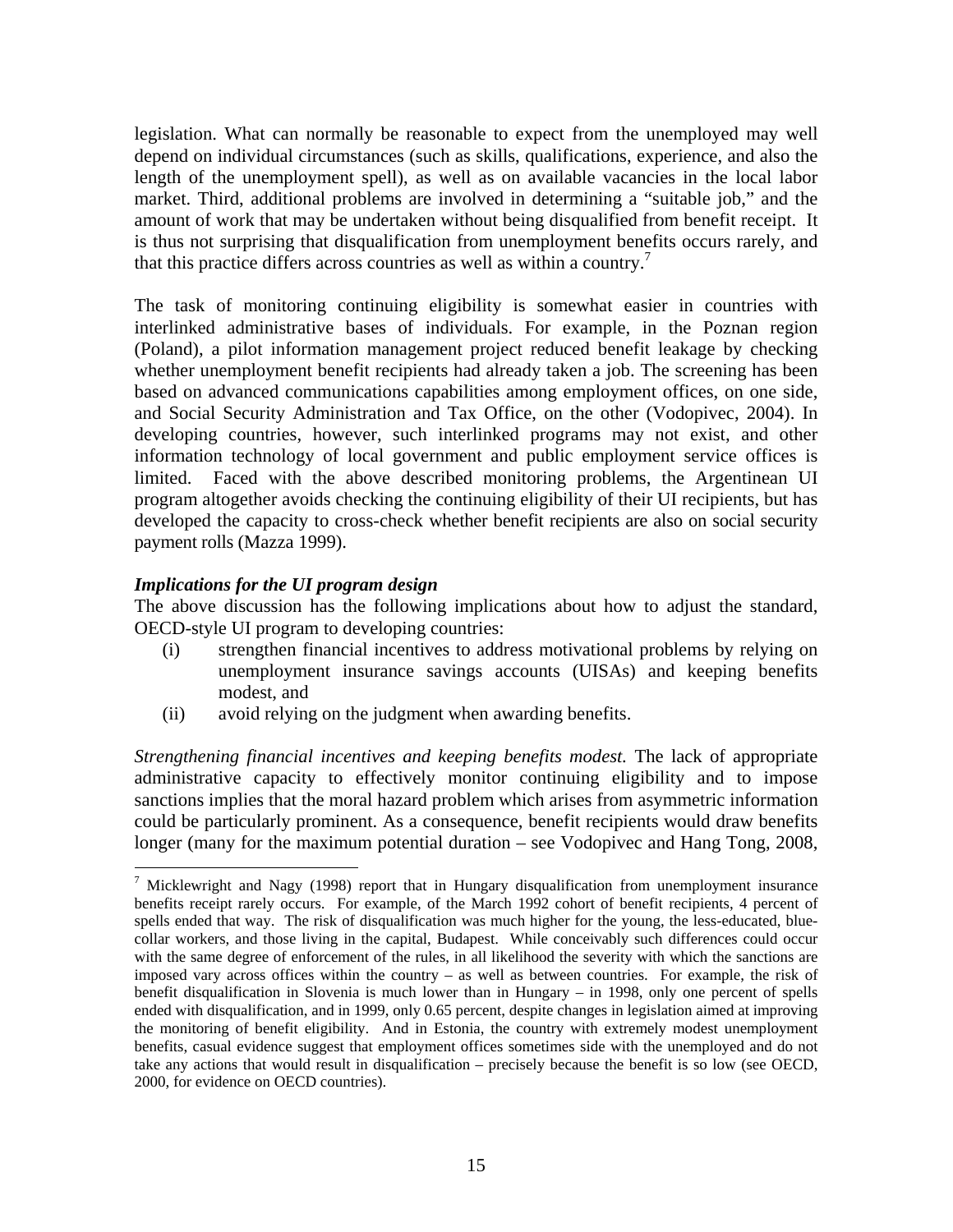legislation. What can normally be reasonable to expect from the unemployed may well depend on individual circumstances (such as skills, qualifications, experience, and also the length of the unemployment spell), as well as on available vacancies in the local labor market. Third, additional problems are involved in determining a "suitable job," and the amount of work that may be undertaken without being disqualified from benefit receipt. It is thus not surprising that disqualification from unemployment benefits occurs rarely, and that this practice differs across countries as well as within a country.[7]

The task of monitoring continuing eligibility is somewhat easier in countries with interlinked administrative bases of individuals. For example, in the Poznan region (Poland), a pilot information management project reduced benefit leakage by checking whether unemployment benefit recipients had already taken a job. The screening has been based on advanced communications capabilities among employment offices, on one side, and Social Security Administration and Tax Office, on the other (Vodopivec, 2004). In developing countries, however, such interlinked programs may not exist, and other information technology of local government and public employment service offices is limited. Faced with the above described monitoring problems, the Argentinean UI program altogether avoids checking the continuing eligibility of their UI recipients, but has developed the capacity to cross-check whether benefit recipients are also on social security payment rolls (Mazza 1999).

***Implications for the UI program design***

The above discussion has the following implications about how to adjust the standard, OECD-style UI program to developing countries:

(i) strengthen financial incentives to address motivational problems by relying on unemployment insurance savings accounts (UISAs) and keeping benefits modest, and

(ii) avoid relying on the judgment when awarding benefits.

*Strengthening financial incentives and keeping benefits modest.* The lack of appropriate administrative capacity to effectively monitor continuing eligibility and to impose sanctions implies that the moral hazard problem which arises from asymmetric information could be particularly prominent. As a consequence, benefit recipients would draw benefits longer (many for the maximum potential duration – see Vodopivec and Hang Tong, 2008,

---

[7] Micklewright and Nagy (1998) report that in Hungary disqualification from unemployment insurance benefits receipt rarely occurs. For example, of the March 1992 cohort of benefit recipients, 4 percent of spells ended that way. The risk of disqualification was much higher for the young, the less-educated, blue-collar workers, and those living in the capital, Budapest. While conceivably such differences could occur with the same degree of enforcement of the rules, in all likelihood the severity with which the sanctions are imposed vary across offices within the country – as well as between countries. For example, the risk of benefit disqualification in Slovenia is much lower than in Hungary – in 1998, only one percent of spells ended with disqualification, and in 1999, only 0.65 percent, despite changes in legislation aimed at improving the monitoring of benefit eligibility. And in Estonia, the country with extremely modest unemployment benefits, casual evidence suggest that employment offices sometimes side with the unemployed and do not take any actions that would result in disqualification – precisely because the benefit is so low (see OECD, 2000, for evidence on OECD countries).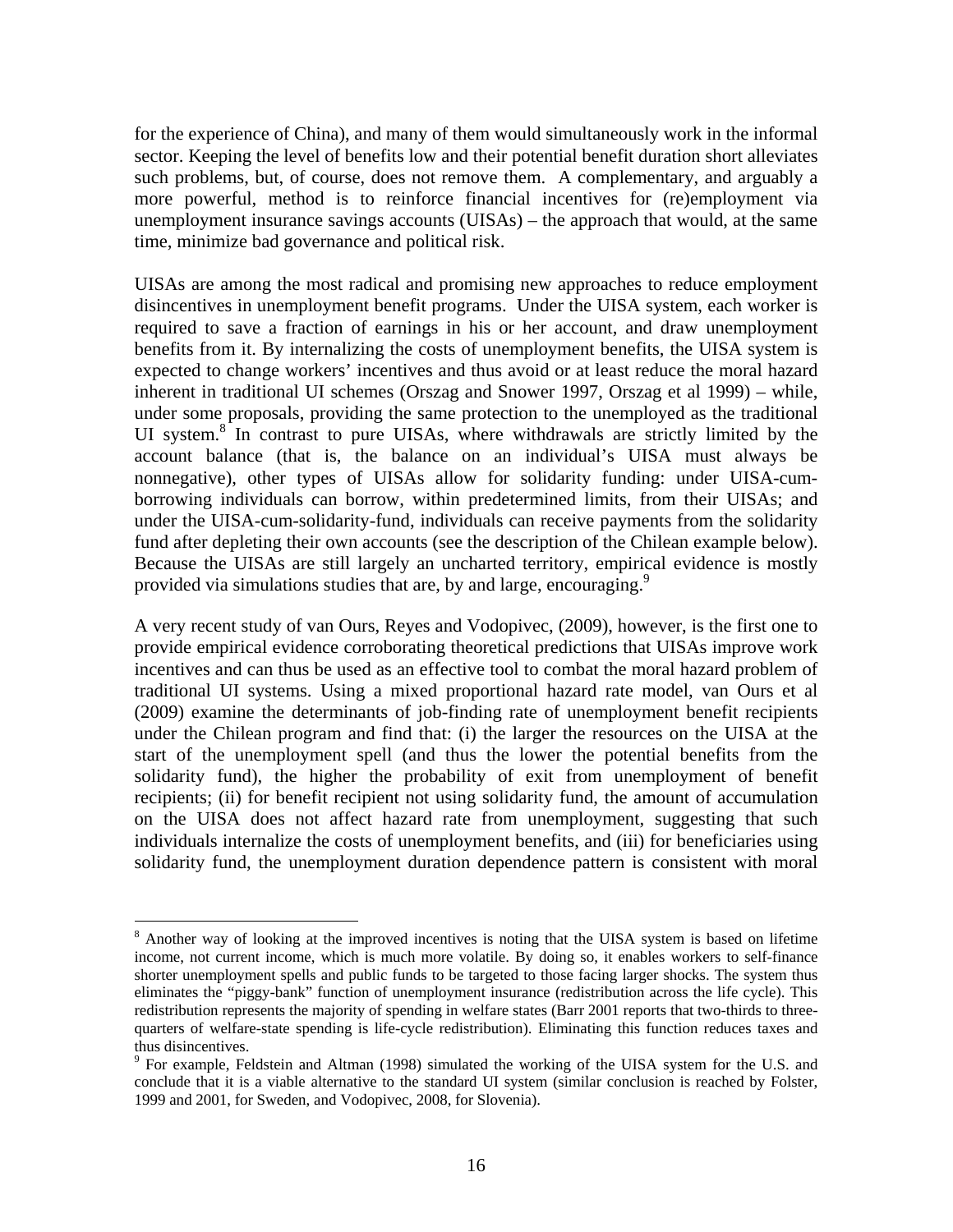for the experience of China), and many of them would simultaneously work in the informal sector. Keeping the level of benefits low and their potential benefit duration short alleviates such problems, but, of course, does not remove them. A complementary, and arguably a more powerful, method is to reinforce financial incentives for (re)employment via unemployment insurance savings accounts (UISAs) – the approach that would, at the same time, minimize bad governance and political risk.

UISAs are among the most radical and promising new approaches to reduce employment disincentives in unemployment benefit programs. Under the UISA system, each worker is required to save a fraction of earnings in his or her account, and draw unemployment benefits from it. By internalizing the costs of unemployment benefits, the UISA system is expected to change workers' incentives and thus avoid or at least reduce the moral hazard inherent in traditional UI schemes (Orszag and Snower 1997, Orszag et al 1999) – while, under some proposals, providing the same protection to the unemployed as the traditional UI system.[8] In contrast to pure UISAs, where withdrawals are strictly limited by the account balance (that is, the balance on an individual's UISA must always be nonnegative), other types of UISAs allow for solidarity funding: under UISA-cum-borrowing individuals can borrow, within predetermined limits, from their UISAs; and under the UISA-cum-solidarity-fund, individuals can receive payments from the solidarity fund after depleting their own accounts (see the description of the Chilean example below). Because the UISAs are still largely an uncharted territory, empirical evidence is mostly provided via simulations studies that are, by and large, encouraging.[9]

A very recent study of van Ours, Reyes and Vodopivec, (2009), however, is the first one to provide empirical evidence corroborating theoretical predictions that UISAs improve work incentives and can thus be used as an effective tool to combat the moral hazard problem of traditional UI systems. Using a mixed proportional hazard rate model, van Ours et al (2009) examine the determinants of job-finding rate of unemployment benefit recipients under the Chilean program and find that: (i) the larger the resources on the UISA at the start of the unemployment spell (and thus the lower the potential benefits from the solidarity fund), the higher the probability of exit from unemployment of benefit recipients; (ii) for benefit recipient not using solidarity fund, the amount of accumulation on the UISA does not affect hazard rate from unemployment, suggesting that such individuals internalize the costs of unemployment benefits, and (iii) for beneficiaries using solidarity fund, the unemployment duration dependence pattern is consistent with moral

---

[8] Another way of looking at the improved incentives is noting that the UISA system is based on lifetime income, not current income, which is much more volatile. By doing so, it enables workers to self-finance shorter unemployment spells and public funds to be targeted to those facing larger shocks. The system thus eliminates the "piggy-bank" function of unemployment insurance (redistribution across the life cycle). This redistribution represents the majority of spending in welfare states (Barr 2001 reports that two-thirds to three-quarters of welfare-state spending is life-cycle redistribution). Eliminating this function reduces taxes and thus disincentives.

[9] For example, Feldstein and Altman (1998) simulated the working of the UISA system for the U.S. and conclude that it is a viable alternative to the standard UI system (similar conclusion is reached by Folster, 1999 and 2001, for Sweden, and Vodopivec, 2008, for Slovenia).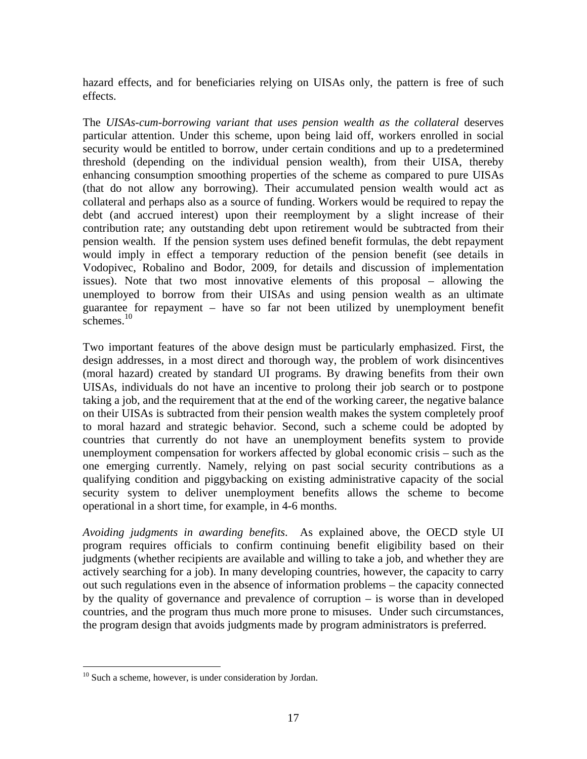hazard effects, and for beneficiaries relying on UISAs only, the pattern is free of such effects.

The *UISAs-cum-borrowing variant that uses pension wealth as the collateral* deserves particular attention. Under this scheme, upon being laid off, workers enrolled in social security would be entitled to borrow, under certain conditions and up to a predetermined threshold (depending on the individual pension wealth), from their UISA, thereby enhancing consumption smoothing properties of the scheme as compared to pure UISAs (that do not allow any borrowing). Their accumulated pension wealth would act as collateral and perhaps also as a source of funding. Workers would be required to repay the debt (and accrued interest) upon their reemployment by a slight increase of their contribution rate; any outstanding debt upon retirement would be subtracted from their pension wealth. If the pension system uses defined benefit formulas, the debt repayment would imply in effect a temporary reduction of the pension benefit (see details in Vodopivec, Robalino and Bodor, 2009, for details and discussion of implementation issues). Note that two most innovative elements of this proposal – allowing the unemployed to borrow from their UISAs and using pension wealth as an ultimate guarantee for repayment – have so far not been utilized by unemployment benefit schemes.[10]

Two important features of the above design must be particularly emphasized. First, the design addresses, in a most direct and thorough way, the problem of work disincentives (moral hazard) created by standard UI programs. By drawing benefits from their own UISAs, individuals do not have an incentive to prolong their job search or to postpone taking a job, and the requirement that at the end of the working career, the negative balance on their UISAs is subtracted from their pension wealth makes the system completely proof to moral hazard and strategic behavior. Second, such a scheme could be adopted by countries that currently do not have an unemployment benefits system to provide unemployment compensation for workers affected by global economic crisis – such as the one emerging currently. Namely, relying on past social security contributions as a qualifying condition and piggybacking on existing administrative capacity of the social security system to deliver unemployment benefits allows the scheme to become operational in a short time, for example, in 4-6 months.

*Avoiding judgments in awarding benefits*. As explained above, the OECD style UI program requires officials to confirm continuing benefit eligibility based on their judgments (whether recipients are available and willing to take a job, and whether they are actively searching for a job). In many developing countries, however, the capacity to carry out such regulations even in the absence of information problems – the capacity connected by the quality of governance and prevalence of corruption – is worse than in developed countries, and the program thus much more prone to misuses. Under such circumstances, the program design that avoids judgments made by program administrators is preferred.

[10] Such a scheme, however, is under consideration by Jordan.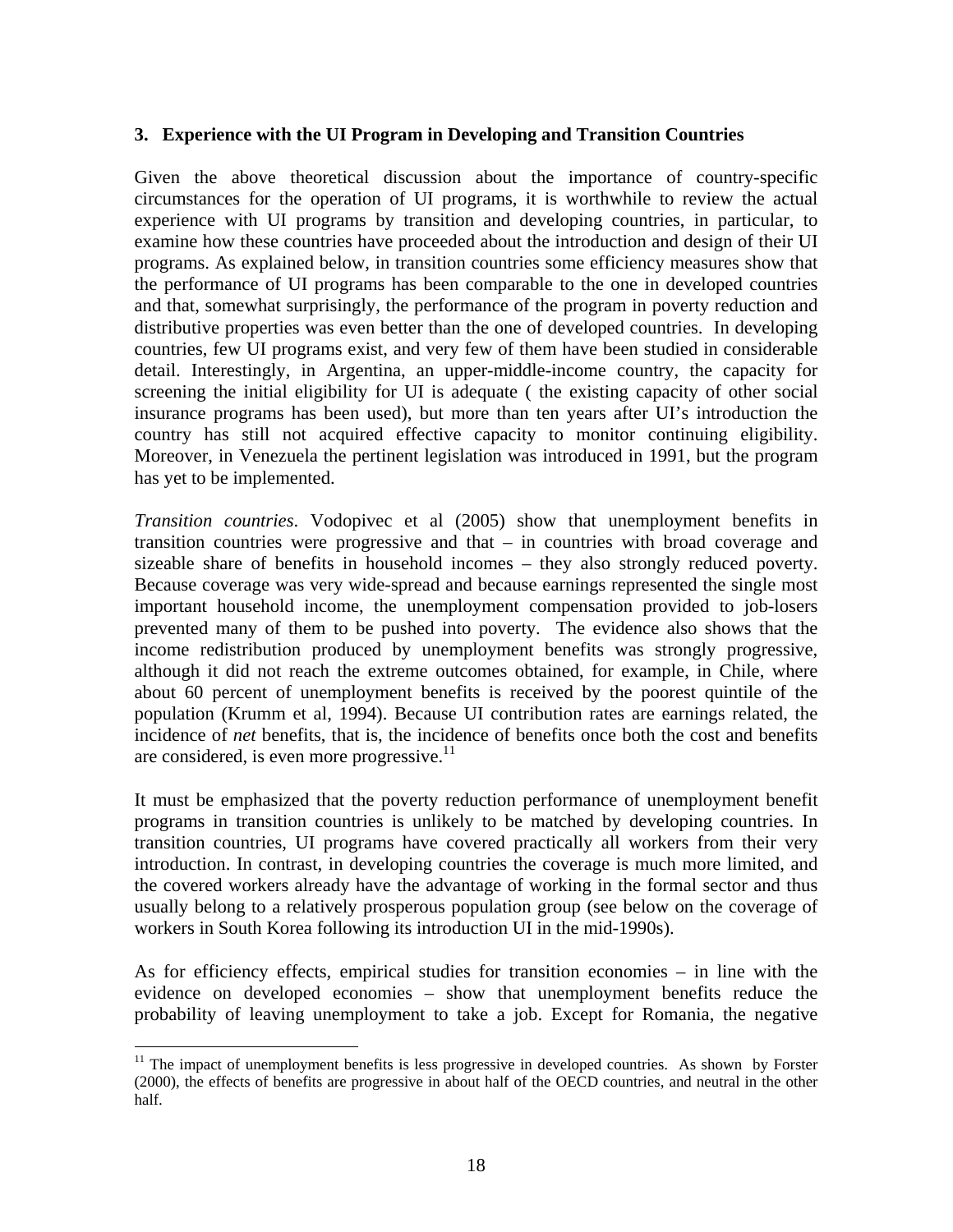## 3. Experience with the UI Program in Developing and Transition Countries

Given the above theoretical discussion about the importance of country-specific circumstances for the operation of UI programs, it is worthwhile to review the actual experience with UI programs by transition and developing countries, in particular, to examine how these countries have proceeded about the introduction and design of their UI programs. As explained below, in transition countries some efficiency measures show that the performance of UI programs has been comparable to the one in developed countries and that, somewhat surprisingly, the performance of the program in poverty reduction and distributive properties was even better than the one of developed countries. In developing countries, few UI programs exist, and very few of them have been studied in considerable detail. Interestingly, in Argentina, an upper-middle-income country, the capacity for screening the initial eligibility for UI is adequate ( the existing capacity of other social insurance programs has been used), but more than ten years after UI's introduction the country has still not acquired effective capacity to monitor continuing eligibility. Moreover, in Venezuela the pertinent legislation was introduced in 1991, but the program has yet to be implemented.

*Transition countries*. Vodopivec et al (2005) show that unemployment benefits in transition countries were progressive and that – in countries with broad coverage and sizeable share of benefits in household incomes – they also strongly reduced poverty. Because coverage was very wide-spread and because earnings represented the single most important household income, the unemployment compensation provided to job-losers prevented many of them to be pushed into poverty. The evidence also shows that the income redistribution produced by unemployment benefits was strongly progressive, although it did not reach the extreme outcomes obtained, for example, in Chile, where about 60 percent of unemployment benefits is received by the poorest quintile of the population (Krumm et al, 1994). Because UI contribution rates are earnings related, the incidence of *net* benefits, that is, the incidence of benefits once both the cost and benefits are considered, is even more progressive.[11]

It must be emphasized that the poverty reduction performance of unemployment benefit programs in transition countries is unlikely to be matched by developing countries. In transition countries, UI programs have covered practically all workers from their very introduction. In contrast, in developing countries the coverage is much more limited, and the covered workers already have the advantage of working in the formal sector and thus usually belong to a relatively prosperous population group (see below on the coverage of workers in South Korea following its introduction UI in the mid-1990s).

As for efficiency effects, empirical studies for transition economies – in line with the evidence on developed economies – show that unemployment benefits reduce the probability of leaving unemployment to take a job. Except for Romania, the negative

[11] The impact of unemployment benefits is less progressive in developed countries. As shown by Forster (2000), the effects of benefits are progressive in about half of the OECD countries, and neutral in the other half.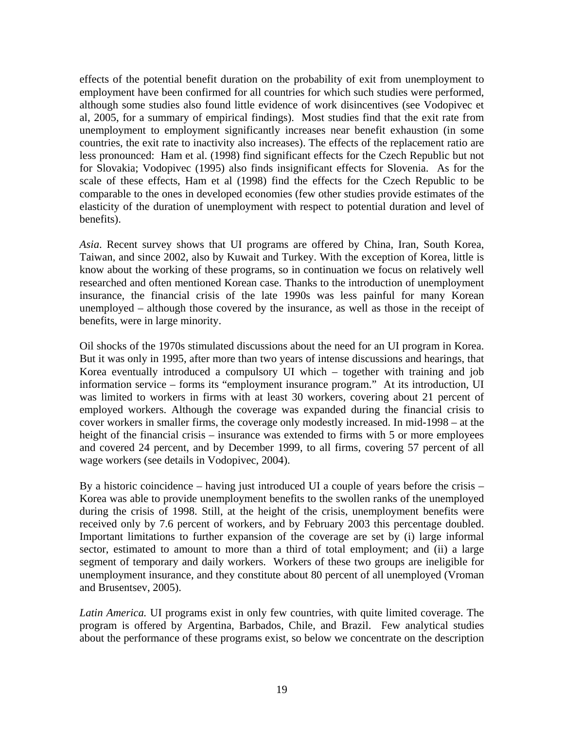effects of the potential benefit duration on the probability of exit from unemployment to employment have been confirmed for all countries for which such studies were performed, although some studies also found little evidence of work disincentives (see Vodopivec et al, 2005, for a summary of empirical findings). Most studies find that the exit rate from unemployment to employment significantly increases near benefit exhaustion (in some countries, the exit rate to inactivity also increases). The effects of the replacement ratio are less pronounced: Ham et al. (1998) find significant effects for the Czech Republic but not for Slovakia; Vodopivec (1995) also finds insignificant effects for Slovenia. As for the scale of these effects, Ham et al (1998) find the effects for the Czech Republic to be comparable to the ones in developed economies (few other studies provide estimates of the elasticity of the duration of unemployment with respect to potential duration and level of benefits).

*Asia*. Recent survey shows that UI programs are offered by China, Iran, South Korea, Taiwan, and since 2002, also by Kuwait and Turkey. With the exception of Korea, little is know about the working of these programs, so in continuation we focus on relatively well researched and often mentioned Korean case. Thanks to the introduction of unemployment insurance, the financial crisis of the late 1990s was less painful for many Korean unemployed – although those covered by the insurance, as well as those in the receipt of benefits, were in large minority.

Oil shocks of the 1970s stimulated discussions about the need for an UI program in Korea. But it was only in 1995, after more than two years of intense discussions and hearings, that Korea eventually introduced a compulsory UI which – together with training and job information service – forms its "employment insurance program." At its introduction, UI was limited to workers in firms with at least 30 workers, covering about 21 percent of employed workers. Although the coverage was expanded during the financial crisis to cover workers in smaller firms, the coverage only modestly increased. In mid-1998 – at the height of the financial crisis – insurance was extended to firms with 5 or more employees and covered 24 percent, and by December 1999, to all firms, covering 57 percent of all wage workers (see details in Vodopivec, 2004).

By a historic coincidence – having just introduced UI a couple of years before the crisis – Korea was able to provide unemployment benefits to the swollen ranks of the unemployed during the crisis of 1998. Still, at the height of the crisis, unemployment benefits were received only by 7.6 percent of workers, and by February 2003 this percentage doubled. Important limitations to further expansion of the coverage are set by (i) large informal sector, estimated to amount to more than a third of total employment; and (ii) a large segment of temporary and daily workers. Workers of these two groups are ineligible for unemployment insurance, and they constitute about 80 percent of all unemployed (Vroman and Brusentsev, 2005).

*Latin America.* UI programs exist in only few countries, with quite limited coverage. The program is offered by Argentina, Barbados, Chile, and Brazil. Few analytical studies about the performance of these programs exist, so below we concentrate on the description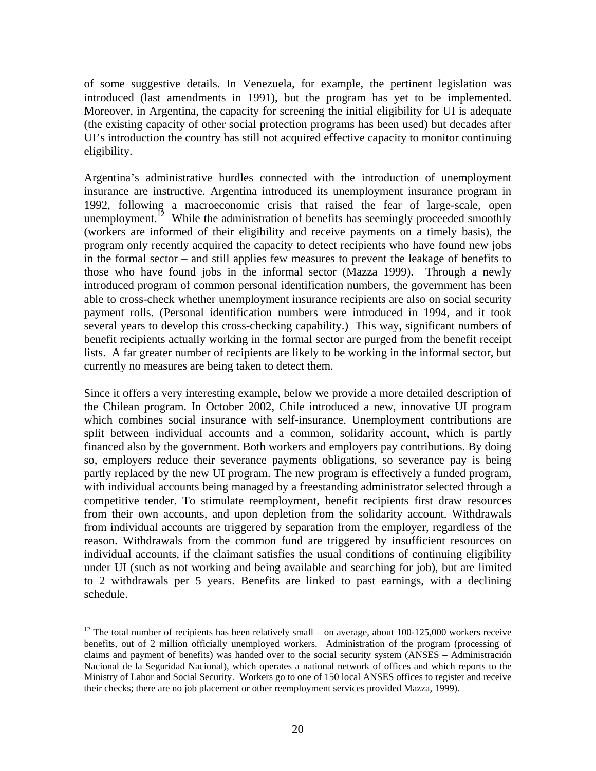of some suggestive details. In Venezuela, for example, the pertinent legislation was introduced (last amendments in 1991), but the program has yet to be implemented. Moreover, in Argentina, the capacity for screening the initial eligibility for UI is adequate (the existing capacity of other social protection programs has been used) but decades after UI's introduction the country has still not acquired effective capacity to monitor continuing eligibility.

Argentina's administrative hurdles connected with the introduction of unemployment insurance are instructive. Argentina introduced its unemployment insurance program in 1992, following a macroeconomic crisis that raised the fear of large-scale, open unemployment.[12] While the administration of benefits has seemingly proceeded smoothly (workers are informed of their eligibility and receive payments on a timely basis), the program only recently acquired the capacity to detect recipients who have found new jobs in the formal sector – and still applies few measures to prevent the leakage of benefits to those who have found jobs in the informal sector (Mazza 1999). Through a newly introduced program of common personal identification numbers, the government has been able to cross-check whether unemployment insurance recipients are also on social security payment rolls. (Personal identification numbers were introduced in 1994, and it took several years to develop this cross-checking capability.) This way, significant numbers of benefit recipients actually working in the formal sector are purged from the benefit receipt lists. A far greater number of recipients are likely to be working in the informal sector, but currently no measures are being taken to detect them.

Since it offers a very interesting example, below we provide a more detailed description of the Chilean program. In October 2002, Chile introduced a new, innovative UI program which combines social insurance with self-insurance. Unemployment contributions are split between individual accounts and a common, solidarity account, which is partly financed also by the government. Both workers and employers pay contributions. By doing so, employers reduce their severance payments obligations, so severance pay is being partly replaced by the new UI program. The new program is effectively a funded program, with individual accounts being managed by a freestanding administrator selected through a competitive tender. To stimulate reemployment, benefit recipients first draw resources from their own accounts, and upon depletion from the solidarity account. Withdrawals from individual accounts are triggered by separation from the employer, regardless of the reason. Withdrawals from the common fund are triggered by insufficient resources on individual accounts, if the claimant satisfies the usual conditions of continuing eligibility under UI (such as not working and being available and searching for job), but are limited to 2 withdrawals per 5 years. Benefits are linked to past earnings, with a declining schedule.

[12] The total number of recipients has been relatively small – on average, about 100-125,000 workers receive benefits, out of 2 million officially unemployed workers. Administration of the program (processing of claims and payment of benefits) was handed over to the social security system (ANSES – Administración Nacional de la Seguridad Nacional), which operates a national network of offices and which reports to the Ministry of Labor and Social Security. Workers go to one of 150 local ANSES offices to register and receive their checks; there are no job placement or other reemployment services provided Mazza, 1999).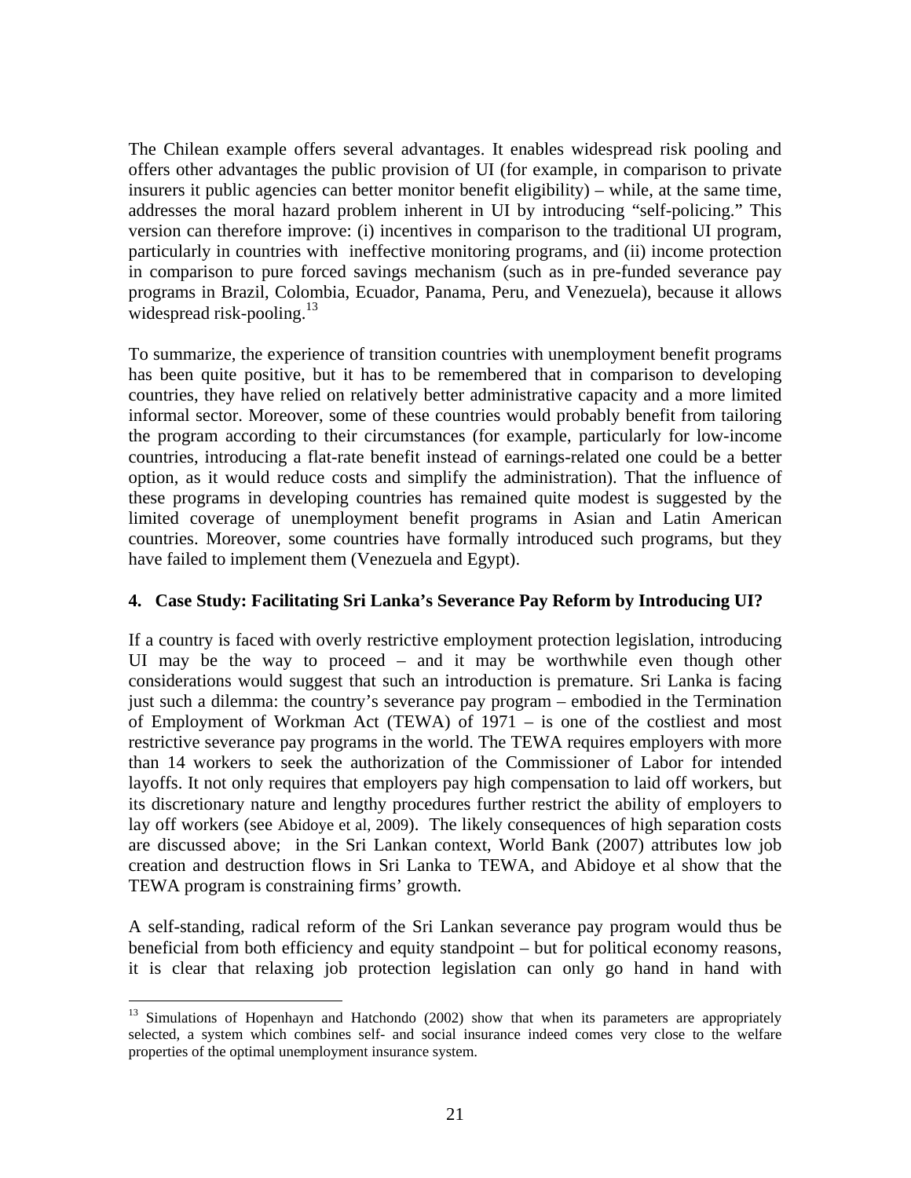The Chilean example offers several advantages. It enables widespread risk pooling and offers other advantages the public provision of UI (for example, in comparison to private insurers it public agencies can better monitor benefit eligibility) – while, at the same time, addresses the moral hazard problem inherent in UI by introducing "self-policing." This version can therefore improve: (i) incentives in comparison to the traditional UI program, particularly in countries with ineffective monitoring programs, and (ii) income protection in comparison to pure forced savings mechanism (such as in pre-funded severance pay programs in Brazil, Colombia, Ecuador, Panama, Peru, and Venezuela), because it allows widespread risk-pooling.[13]

To summarize, the experience of transition countries with unemployment benefit programs has been quite positive, but it has to be remembered that in comparison to developing countries, they have relied on relatively better administrative capacity and a more limited informal sector. Moreover, some of these countries would probably benefit from tailoring the program according to their circumstances (for example, particularly for low-income countries, introducing a flat-rate benefit instead of earnings-related one could be a better option, as it would reduce costs and simplify the administration). That the influence of these programs in developing countries has remained quite modest is suggested by the limited coverage of unemployment benefit programs in Asian and Latin American countries. Moreover, some countries have formally introduced such programs, but they have failed to implement them (Venezuela and Egypt).

## 4. Case Study: Facilitating Sri Lanka's Severance Pay Reform by Introducing UI?

If a country is faced with overly restrictive employment protection legislation, introducing UI may be the way to proceed – and it may be worthwhile even though other considerations would suggest that such an introduction is premature. Sri Lanka is facing just such a dilemma: the country's severance pay program – embodied in the Termination of Employment of Workman Act (TEWA) of 1971 – is one of the costliest and most restrictive severance pay programs in the world. The TEWA requires employers with more than 14 workers to seek the authorization of the Commissioner of Labor for intended layoffs. It not only requires that employers pay high compensation to laid off workers, but its discretionary nature and lengthy procedures further restrict the ability of employers to lay off workers (see Abidoye et al, 2009). The likely consequences of high separation costs are discussed above; in the Sri Lankan context, World Bank (2007) attributes low job creation and destruction flows in Sri Lanka to TEWA, and Abidoye et al show that the TEWA program is constraining firms' growth.

A self-standing, radical reform of the Sri Lankan severance pay program would thus be beneficial from both efficiency and equity standpoint – but for political economy reasons, it is clear that relaxing job protection legislation can only go hand in hand with

[13] Simulations of Hopenhayn and Hatchondo (2002) show that when its parameters are appropriately selected, a system which combines self- and social insurance indeed comes very close to the welfare properties of the optimal unemployment insurance system.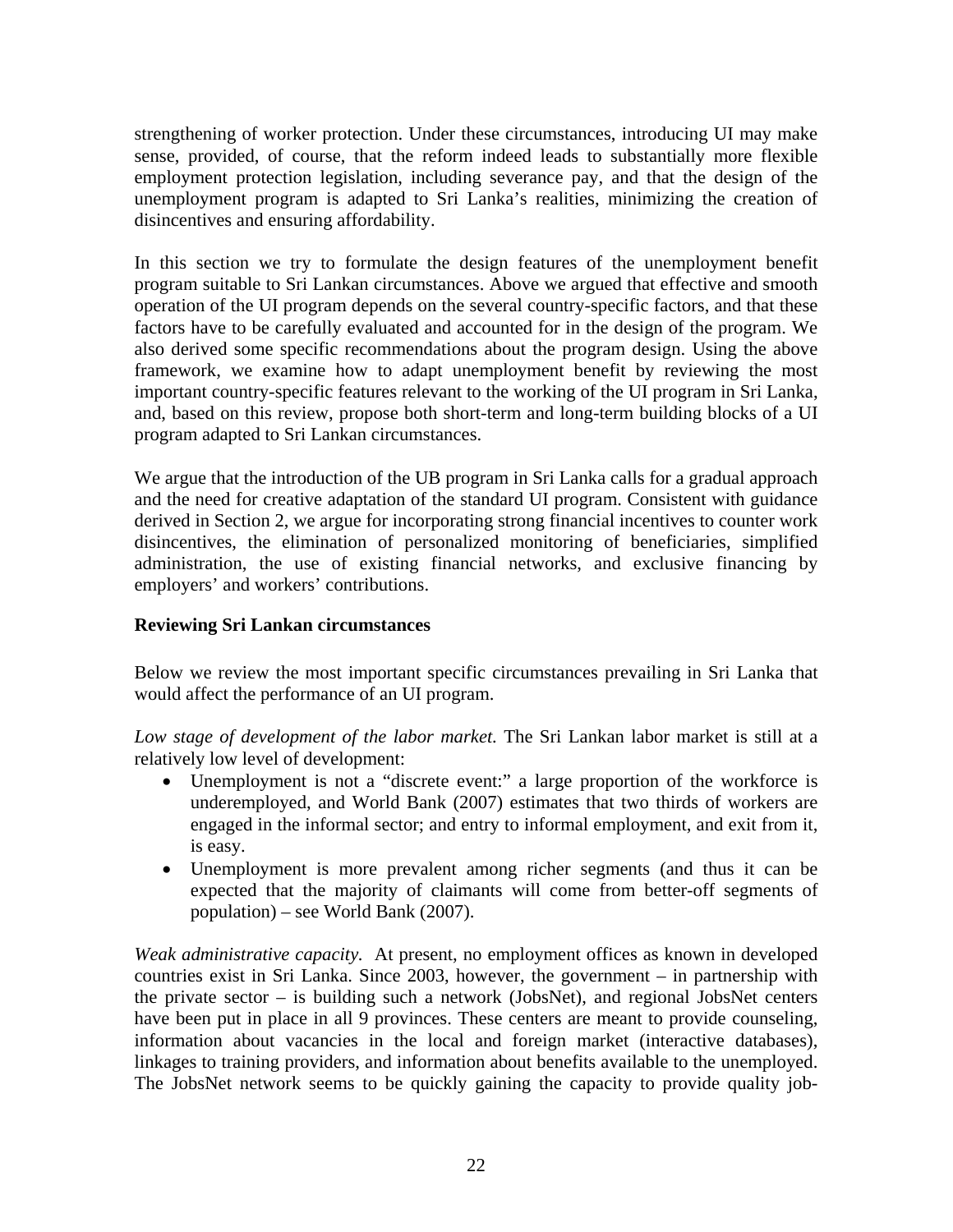strengthening of worker protection. Under these circumstances, introducing UI may make sense, provided, of course, that the reform indeed leads to substantially more flexible employment protection legislation, including severance pay, and that the design of the unemployment program is adapted to Sri Lanka's realities, minimizing the creation of disincentives and ensuring affordability.

In this section we try to formulate the design features of the unemployment benefit program suitable to Sri Lankan circumstances. Above we argued that effective and smooth operation of the UI program depends on the several country-specific factors, and that these factors have to be carefully evaluated and accounted for in the design of the program. We also derived some specific recommendations about the program design. Using the above framework, we examine how to adapt unemployment benefit by reviewing the most important country-specific features relevant to the working of the UI program in Sri Lanka, and, based on this review, propose both short-term and long-term building blocks of a UI program adapted to Sri Lankan circumstances.

We argue that the introduction of the UB program in Sri Lanka calls for a gradual approach and the need for creative adaptation of the standard UI program. Consistent with guidance derived in Section 2, we argue for incorporating strong financial incentives to counter work disincentives, the elimination of personalized monitoring of beneficiaries, simplified administration, the use of existing financial networks, and exclusive financing by employers' and workers' contributions.

**Reviewing Sri Lankan circumstances**

Below we review the most important specific circumstances prevailing in Sri Lanka that would affect the performance of an UI program.

*Low stage of development of the labor market.* The Sri Lankan labor market is still at a relatively low level of development:

- Unemployment is not a "discrete event:" a large proportion of the workforce is underemployed, and World Bank (2007) estimates that two thirds of workers are engaged in the informal sector; and entry to informal employment, and exit from it, is easy.
- Unemployment is more prevalent among richer segments (and thus it can be expected that the majority of claimants will come from better-off segments of population) – see World Bank (2007).

*Weak administrative capacity.* At present, no employment offices as known in developed countries exist in Sri Lanka. Since 2003, however, the government – in partnership with the private sector – is building such a network (JobsNet), and regional JobsNet centers have been put in place in all 9 provinces. These centers are meant to provide counseling, information about vacancies in the local and foreign market (interactive databases), linkages to training providers, and information about benefits available to the unemployed. The JobsNet network seems to be quickly gaining the capacity to provide quality job-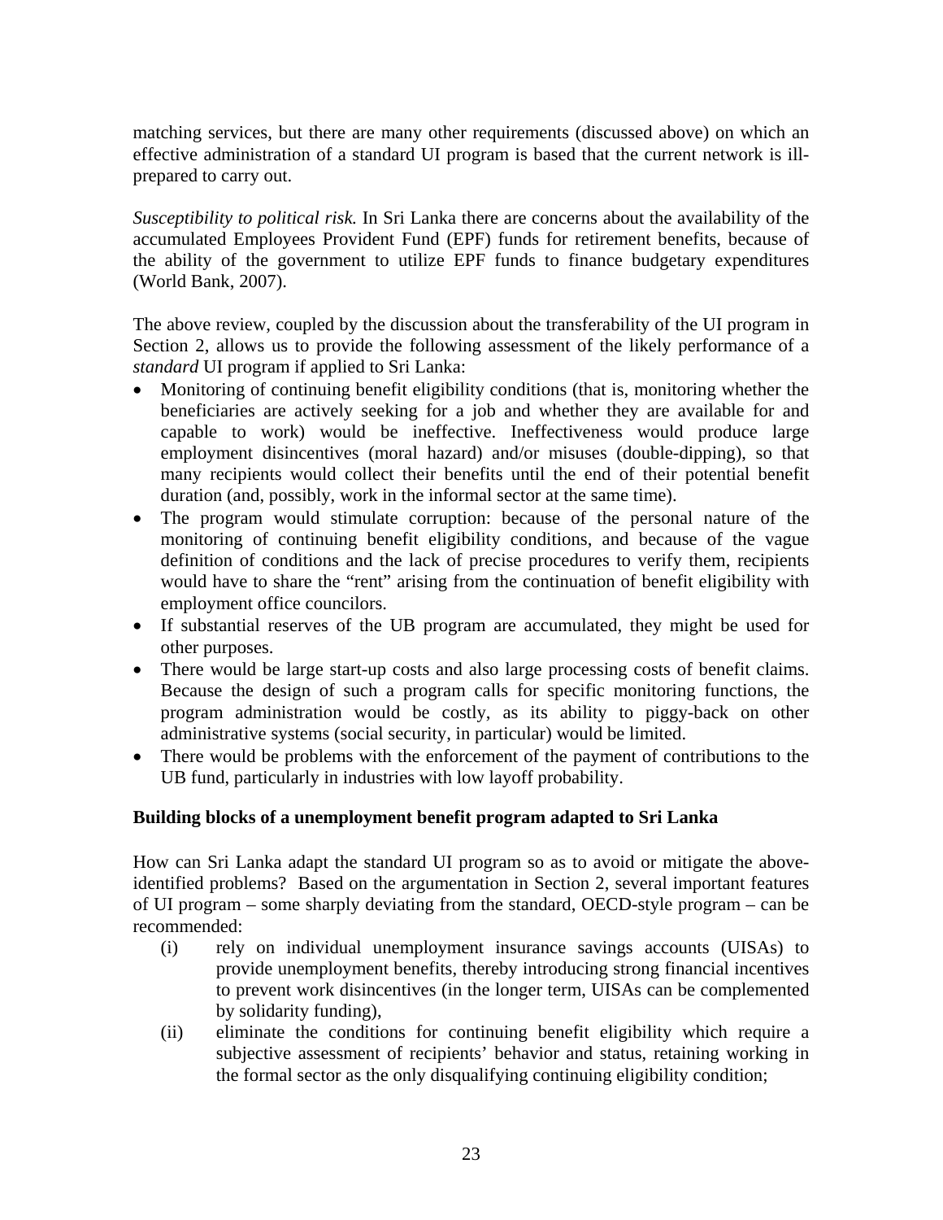matching services, but there are many other requirements (discussed above) on which an effective administration of a standard UI program is based that the current network is ill-prepared to carry out.

*Susceptibility to political risk.* In Sri Lanka there are concerns about the availability of the accumulated Employees Provident Fund (EPF) funds for retirement benefits, because of the ability of the government to utilize EPF funds to finance budgetary expenditures (World Bank, 2007).

The above review, coupled by the discussion about the transferability of the UI program in Section 2, allows us to provide the following assessment of the likely performance of a *standard* UI program if applied to Sri Lanka:

- Monitoring of continuing benefit eligibility conditions (that is, monitoring whether the beneficiaries are actively seeking for a job and whether they are available for and capable to work) would be ineffective. Ineffectiveness would produce large employment disincentives (moral hazard) and/or misuses (double-dipping), so that many recipients would collect their benefits until the end of their potential benefit duration (and, possibly, work in the informal sector at the same time).
- The program would stimulate corruption: because of the personal nature of the monitoring of continuing benefit eligibility conditions, and because of the vague definition of conditions and the lack of precise procedures to verify them, recipients would have to share the "rent" arising from the continuation of benefit eligibility with employment office councilors.
- If substantial reserves of the UB program are accumulated, they might be used for other purposes.
- There would be large start-up costs and also large processing costs of benefit claims. Because the design of such a program calls for specific monitoring functions, the program administration would be costly, as its ability to piggy-back on other administrative systems (social security, in particular) would be limited.
- There would be problems with the enforcement of the payment of contributions to the UB fund, particularly in industries with low layoff probability.

**Building blocks of a unemployment benefit program adapted to Sri Lanka**

How can Sri Lanka adapt the standard UI program so as to avoid or mitigate the above-identified problems? Based on the argumentation in Section 2, several important features of UI program – some sharply deviating from the standard, OECD-style program – can be recommended:

(i) rely on individual unemployment insurance savings accounts (UISAs) to provide unemployment benefits, thereby introducing strong financial incentives to prevent work disincentives (in the longer term, UISAs can be complemented by solidarity funding),

(ii) eliminate the conditions for continuing benefit eligibility which require a subjective assessment of recipients' behavior and status, retaining working in the formal sector as the only disqualifying continuing eligibility condition;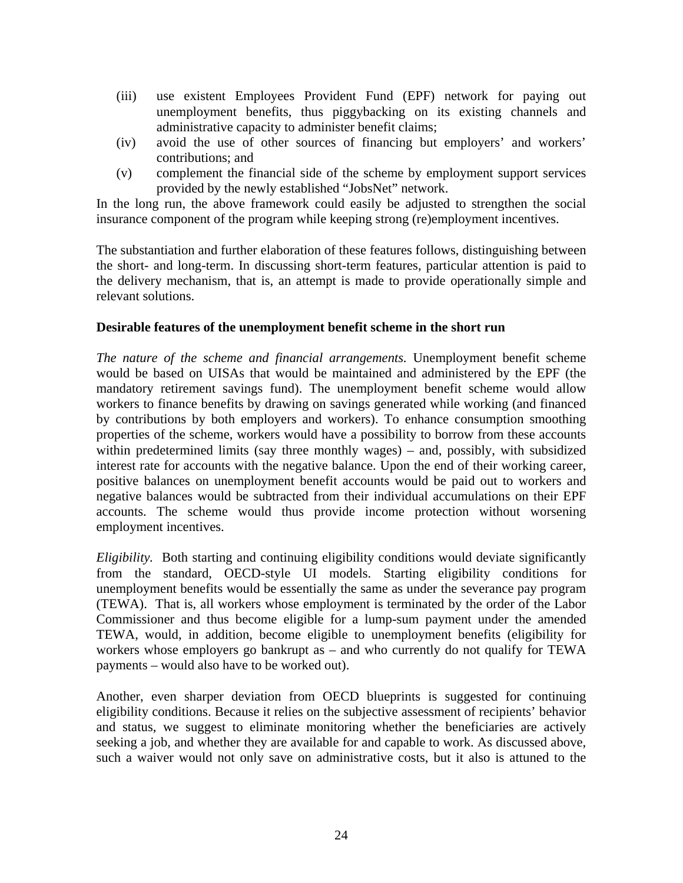(iii) use existent Employees Provident Fund (EPF) network for paying out unemployment benefits, thus piggybacking on its existing channels and administrative capacity to administer benefit claims;

(iv) avoid the use of other sources of financing but employers' and workers' contributions; and

(v) complement the financial side of the scheme by employment support services provided by the newly established "JobsNet" network.

In the long run, the above framework could easily be adjusted to strengthen the social insurance component of the program while keeping strong (re)employment incentives.

The substantiation and further elaboration of these features follows, distinguishing between the short- and long-term. In discussing short-term features, particular attention is paid to the delivery mechanism, that is, an attempt is made to provide operationally simple and relevant solutions.

**Desirable features of the unemployment benefit scheme in the short run**

*The nature of the scheme and financial arrangements.* Unemployment benefit scheme would be based on UISAs that would be maintained and administered by the EPF (the mandatory retirement savings fund). The unemployment benefit scheme would allow workers to finance benefits by drawing on savings generated while working (and financed by contributions by both employers and workers). To enhance consumption smoothing properties of the scheme, workers would have a possibility to borrow from these accounts within predetermined limits (say three monthly wages) – and, possibly, with subsidized interest rate for accounts with the negative balance. Upon the end of their working career, positive balances on unemployment benefit accounts would be paid out to workers and negative balances would be subtracted from their individual accumulations on their EPF accounts. The scheme would thus provide income protection without worsening employment incentives.

*Eligibility.* Both starting and continuing eligibility conditions would deviate significantly from the standard, OECD-style UI models. Starting eligibility conditions for unemployment benefits would be essentially the same as under the severance pay program (TEWA). That is, all workers whose employment is terminated by the order of the Labor Commissioner and thus become eligible for a lump-sum payment under the amended TEWA, would, in addition, become eligible to unemployment benefits (eligibility for workers whose employers go bankrupt as – and who currently do not qualify for TEWA payments – would also have to be worked out).

Another, even sharper deviation from OECD blueprints is suggested for continuing eligibility conditions. Because it relies on the subjective assessment of recipients' behavior and status, we suggest to eliminate monitoring whether the beneficiaries are actively seeking a job, and whether they are available for and capable to work. As discussed above, such a waiver would not only save on administrative costs, but it also is attuned to the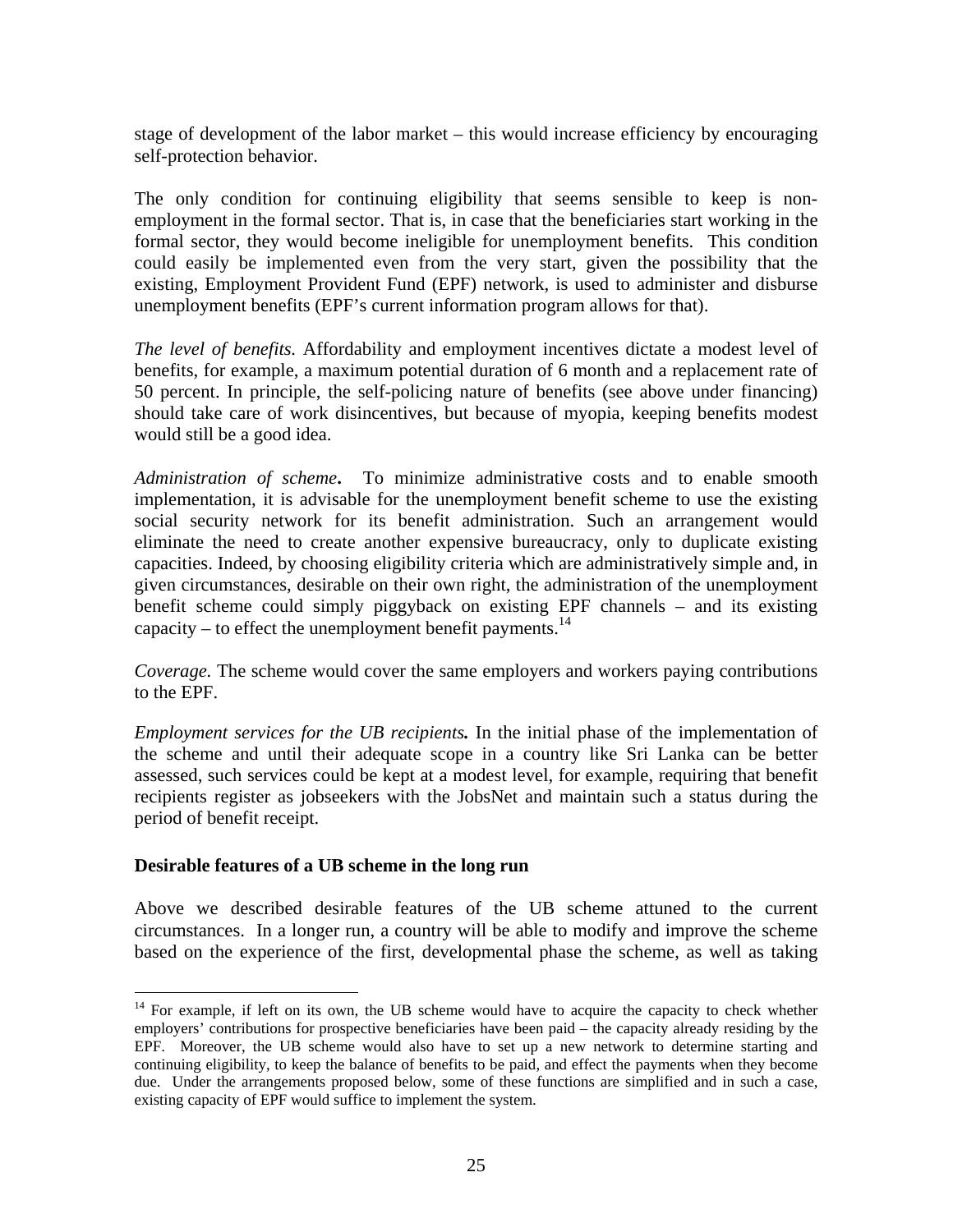stage of development of the labor market – this would increase efficiency by encouraging self-protection behavior.

The only condition for continuing eligibility that seems sensible to keep is non-employment in the formal sector. That is, in case that the beneficiaries start working in the formal sector, they would become ineligible for unemployment benefits. This condition could easily be implemented even from the very start, given the possibility that the existing, Employment Provident Fund (EPF) network, is used to administer and disburse unemployment benefits (EPF's current information program allows for that).

*The level of benefits.* Affordability and employment incentives dictate a modest level of benefits, for example, a maximum potential duration of 6 month and a replacement rate of 50 percent. In principle, the self-policing nature of benefits (see above under financing) should take care of work disincentives, but because of myopia, keeping benefits modest would still be a good idea.

*Administration of scheme***.** To minimize administrative costs and to enable smooth implementation, it is advisable for the unemployment benefit scheme to use the existing social security network for its benefit administration. Such an arrangement would eliminate the need to create another expensive bureaucracy, only to duplicate existing capacities. Indeed, by choosing eligibility criteria which are administratively simple and, in given circumstances, desirable on their own right, the administration of the unemployment benefit scheme could simply piggyback on existing EPF channels – and its existing capacity – to effect the unemployment benefit payments.[14]

*Coverage.* The scheme would cover the same employers and workers paying contributions to the EPF.

*Employment services for the UB recipients.* In the initial phase of the implementation of the scheme and until their adequate scope in a country like Sri Lanka can be better assessed, such services could be kept at a modest level, for example, requiring that benefit recipients register as jobseekers with the JobsNet and maintain such a status during the period of benefit receipt.

**Desirable features of a UB scheme in the long run**

Above we described desirable features of the UB scheme attuned to the current circumstances. In a longer run, a country will be able to modify and improve the scheme based on the experience of the first, developmental phase the scheme, as well as taking

[14] For example, if left on its own, the UB scheme would have to acquire the capacity to check whether employers' contributions for prospective beneficiaries have been paid – the capacity already residing by the EPF. Moreover, the UB scheme would also have to set up a new network to determine starting and continuing eligibility, to keep the balance of benefits to be paid, and effect the payments when they become due. Under the arrangements proposed below, some of these functions are simplified and in such a case, existing capacity of EPF would suffice to implement the system.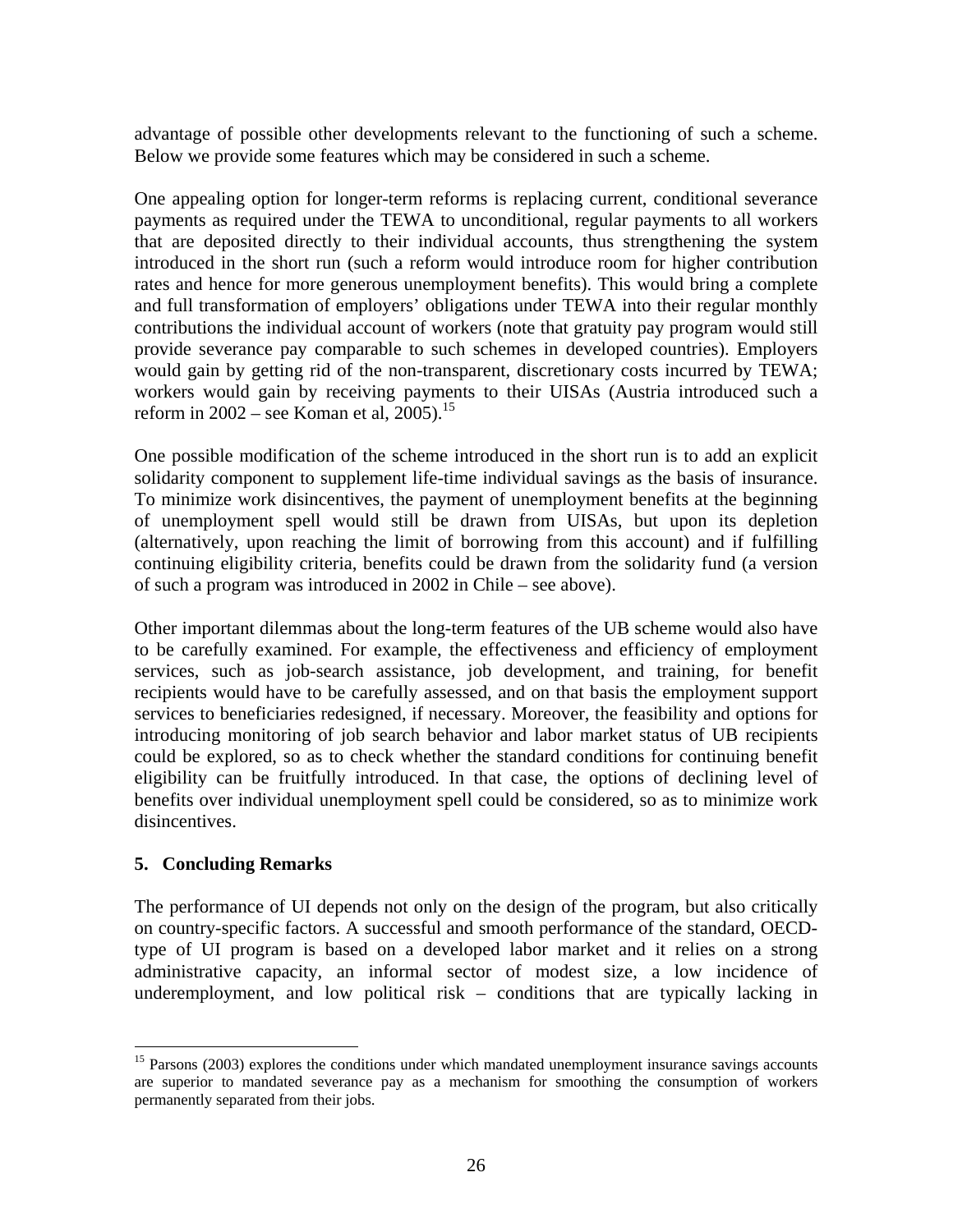advantage of possible other developments relevant to the functioning of such a scheme. Below we provide some features which may be considered in such a scheme.

One appealing option for longer-term reforms is replacing current, conditional severance payments as required under the TEWA to unconditional, regular payments to all workers that are deposited directly to their individual accounts, thus strengthening the system introduced in the short run (such a reform would introduce room for higher contribution rates and hence for more generous unemployment benefits). This would bring a complete and full transformation of employers' obligations under TEWA into their regular monthly contributions the individual account of workers (note that gratuity pay program would still provide severance pay comparable to such schemes in developed countries). Employers would gain by getting rid of the non-transparent, discretionary costs incurred by TEWA; workers would gain by receiving payments to their UISAs (Austria introduced such a reform in 2002 – see Koman et al, 2005).[15]

One possible modification of the scheme introduced in the short run is to add an explicit solidarity component to supplement life-time individual savings as the basis of insurance. To minimize work disincentives, the payment of unemployment benefits at the beginning of unemployment spell would still be drawn from UISAs, but upon its depletion (alternatively, upon reaching the limit of borrowing from this account) and if fulfilling continuing eligibility criteria, benefits could be drawn from the solidarity fund (a version of such a program was introduced in 2002 in Chile – see above).

Other important dilemmas about the long-term features of the UB scheme would also have to be carefully examined. For example, the effectiveness and efficiency of employment services, such as job-search assistance, job development, and training, for benefit recipients would have to be carefully assessed, and on that basis the employment support services to beneficiaries redesigned, if necessary. Moreover, the feasibility and options for introducing monitoring of job search behavior and labor market status of UB recipients could be explored, so as to check whether the standard conditions for continuing benefit eligibility can be fruitfully introduced. In that case, the options of declining level of benefits over individual unemployment spell could be considered, so as to minimize work disincentives.

## 5. Concluding Remarks

The performance of UI depends not only on the design of the program, but also critically on country-specific factors. A successful and smooth performance of the standard, OECD-type of UI program is based on a developed labor market and it relies on a strong administrative capacity, an informal sector of modest size, a low incidence of underemployment, and low political risk – conditions that are typically lacking in

---

[15] Parsons (2003) explores the conditions under which mandated unemployment insurance savings accounts are superior to mandated severance pay as a mechanism for smoothing the consumption of workers permanently separated from their jobs.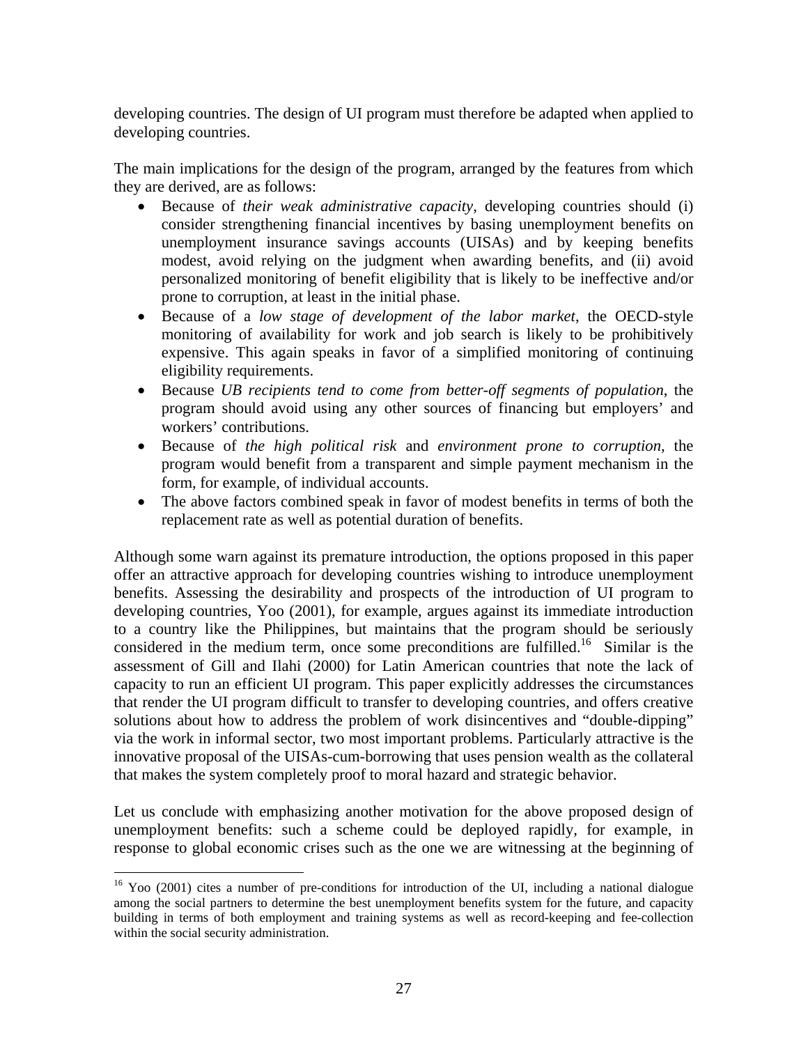developing countries. The design of UI program must therefore be adapted when applied to developing countries.

The main implications for the design of the program, arranged by the features from which they are derived, are as follows:

- Because of *their weak administrative capacity,* developing countries should (i) consider strengthening financial incentives by basing unemployment benefits on unemployment insurance savings accounts (UISAs) and by keeping benefits modest, avoid relying on the judgment when awarding benefits, and (ii) avoid personalized monitoring of benefit eligibility that is likely to be ineffective and/or prone to corruption, at least in the initial phase.
- Because of a *low stage of development of the labor market*, the OECD-style monitoring of availability for work and job search is likely to be prohibitively expensive. This again speaks in favor of a simplified monitoring of continuing eligibility requirements.
- Because *UB recipients tend to come from better-off segments of population*, the program should avoid using any other sources of financing but employers' and workers' contributions.
- Because of *the high political risk* and *environment prone to corruption,* the program would benefit from a transparent and simple payment mechanism in the form, for example, of individual accounts.
- The above factors combined speak in favor of modest benefits in terms of both the replacement rate as well as potential duration of benefits.

Although some warn against its premature introduction, the options proposed in this paper offer an attractive approach for developing countries wishing to introduce unemployment benefits. Assessing the desirability and prospects of the introduction of UI program to developing countries, Yoo (2001), for example, argues against its immediate introduction to a country like the Philippines, but maintains that the program should be seriously considered in the medium term, once some preconditions are fulfilled.[16] Similar is the assessment of Gill and Ilahi (2000) for Latin American countries that note the lack of capacity to run an efficient UI program. This paper explicitly addresses the circumstances that render the UI program difficult to transfer to developing countries, and offers creative solutions about how to address the problem of work disincentives and "double-dipping" via the work in informal sector, two most important problems. Particularly attractive is the innovative proposal of the UISAs-cum-borrowing that uses pension wealth as the collateral that makes the system completely proof to moral hazard and strategic behavior.

Let us conclude with emphasizing another motivation for the above proposed design of unemployment benefits: such a scheme could be deployed rapidly, for example, in response to global economic crises such as the one we are witnessing at the beginning of

[16] Yoo (2001) cites a number of pre-conditions for introduction of the UI, including a national dialogue among the social partners to determine the best unemployment benefits system for the future, and capacity building in terms of both employment and training systems as well as record-keeping and fee-collection within the social security administration.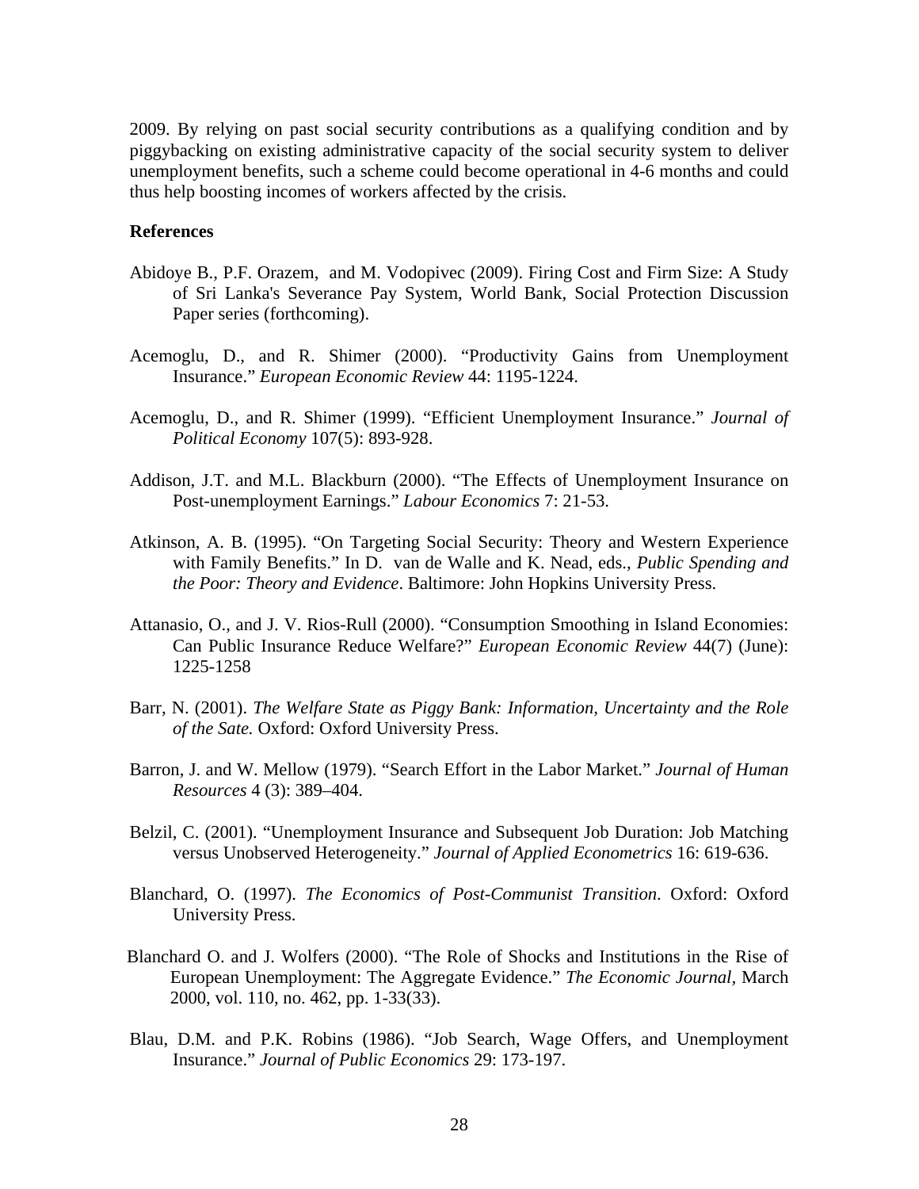2009. By relying on past social security contributions as a qualifying condition and by piggybacking on existing administrative capacity of the social security system to deliver unemployment benefits, such a scheme could become operational in 4-6 months and could thus help boosting incomes of workers affected by the crisis.

**References**

Abidoye B., P.F. Orazem, and M. Vodopivec (2009). Firing Cost and Firm Size: A Study of Sri Lanka's Severance Pay System, World Bank, Social Protection Discussion Paper series (forthcoming).

Acemoglu, D., and R. Shimer (2000). "Productivity Gains from Unemployment Insurance." *European Economic Review* 44: 1195-1224.

Acemoglu, D., and R. Shimer (1999). "Efficient Unemployment Insurance." *Journal of Political Economy* 107(5): 893-928.

Addison, J.T. and M.L. Blackburn (2000). "The Effects of Unemployment Insurance on Post-unemployment Earnings." *Labour Economics* 7: 21-53.

Atkinson, A. B. (1995). "On Targeting Social Security: Theory and Western Experience with Family Benefits." In D. van de Walle and K. Nead, eds., *Public Spending and the Poor: Theory and Evidence*. Baltimore: John Hopkins University Press.

Attanasio, O., and J. V. Rios-Rull (2000). "Consumption Smoothing in Island Economies: Can Public Insurance Reduce Welfare?" *European Economic Review* 44(7) (June): 1225-1258

Barr, N. (2001). *The Welfare State as Piggy Bank: Information, Uncertainty and the Role of the Sate.* Oxford: Oxford University Press.

Barron, J. and W. Mellow (1979). "Search Effort in the Labor Market." *Journal of Human Resources* 4 (3): 389–404.

Belzil, C. (2001). "Unemployment Insurance and Subsequent Job Duration: Job Matching versus Unobserved Heterogeneity." *Journal of Applied Econometrics* 16: 619-636.

Blanchard, O. (1997). *The Economics of Post-Communist Transition*. Oxford: Oxford University Press.

Blanchard O. and J. Wolfers (2000). "The Role of Shocks and Institutions in the Rise of European Unemployment: The Aggregate Evidence." *The Economic Journal*, March 2000, vol. 110, no. 462, pp. 1-33(33).

Blau, D.M. and P.K. Robins (1986). "Job Search, Wage Offers, and Unemployment Insurance." *Journal of Public Economics* 29: 173-197.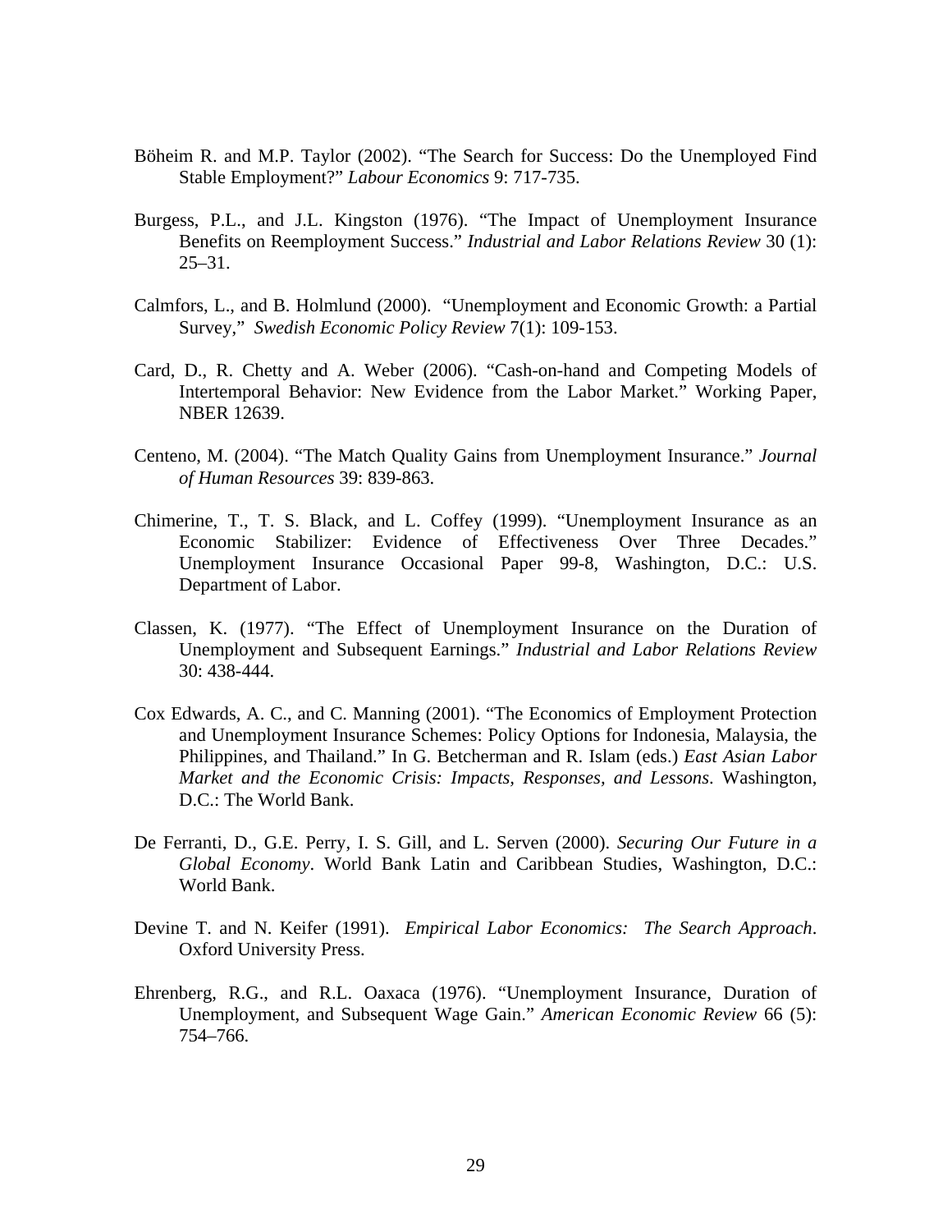Böheim R. and M.P. Taylor (2002). "The Search for Success: Do the Unemployed Find Stable Employment?" *Labour Economics* 9: 717-735.

Burgess, P.L., and J.L. Kingston (1976). "The Impact of Unemployment Insurance Benefits on Reemployment Success." *Industrial and Labor Relations Review* 30 (1): 25–31.

Calmfors, L., and B. Holmlund (2000). "Unemployment and Economic Growth: a Partial Survey," *Swedish Economic Policy Review* 7(1): 109-153.

Card, D., R. Chetty and A. Weber (2006). "Cash-on-hand and Competing Models of Intertemporal Behavior: New Evidence from the Labor Market." Working Paper, NBER 12639.

Centeno, M. (2004). "The Match Quality Gains from Unemployment Insurance." *Journal of Human Resources* 39: 839-863.

Chimerine, T., T. S. Black, and L. Coffey (1999). "Unemployment Insurance as an Economic Stabilizer: Evidence of Effectiveness Over Three Decades." Unemployment Insurance Occasional Paper 99-8, Washington, D.C.: U.S. Department of Labor.

Classen, K. (1977). "The Effect of Unemployment Insurance on the Duration of Unemployment and Subsequent Earnings." *Industrial and Labor Relations Review* 30: 438-444.

Cox Edwards, A. C., and C. Manning (2001). "The Economics of Employment Protection and Unemployment Insurance Schemes: Policy Options for Indonesia, Malaysia, the Philippines, and Thailand." In G. Betcherman and R. Islam (eds.) *East Asian Labor Market and the Economic Crisis: Impacts, Responses, and Lessons*. Washington, D.C.: The World Bank.

De Ferranti, D., G.E. Perry, I. S. Gill, and L. Serven (2000). *Securing Our Future in a Global Economy*. World Bank Latin and Caribbean Studies, Washington, D.C.: World Bank.

Devine T. and N. Keifer (1991). *Empirical Labor Economics: The Search Approach*. Oxford University Press.

Ehrenberg, R.G., and R.L. Oaxaca (1976). "Unemployment Insurance, Duration of Unemployment, and Subsequent Wage Gain." *American Economic Review* 66 (5): 754–766.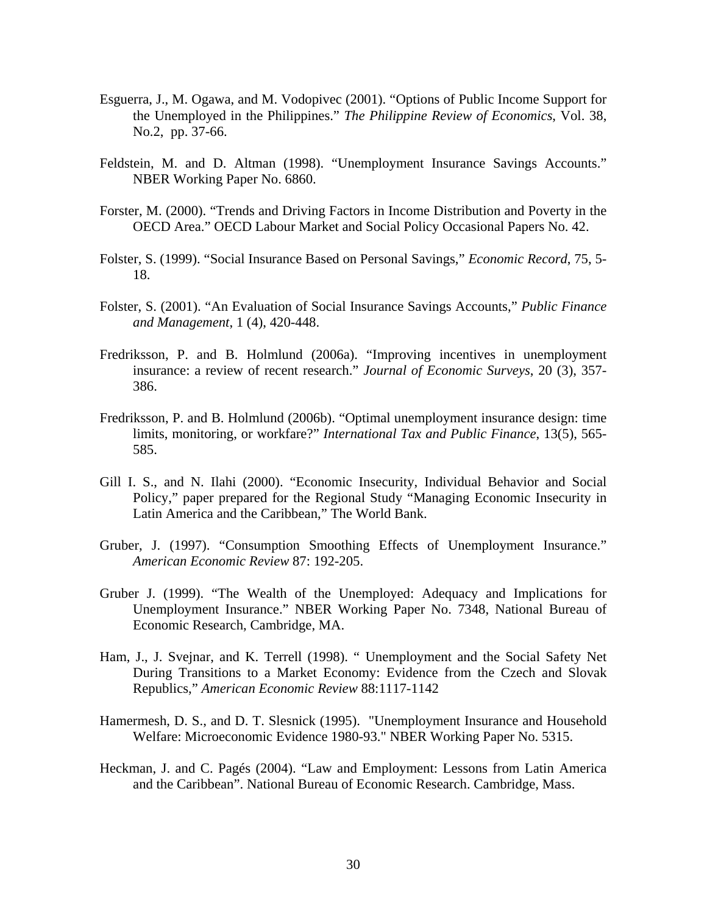Esguerra, J., M. Ogawa, and M. Vodopivec (2001). "Options of Public Income Support for the Unemployed in the Philippines." *The Philippine Review of Economics*, Vol. 38, No.2, pp. 37-66.

Feldstein, M. and D. Altman (1998). "Unemployment Insurance Savings Accounts." NBER Working Paper No. 6860.

Forster, M. (2000). "Trends and Driving Factors in Income Distribution and Poverty in the OECD Area." OECD Labour Market and Social Policy Occasional Papers No. 42.

Folster, S. (1999). "Social Insurance Based on Personal Savings," *Economic Record*, 75, 5-18.

Folster, S. (2001). "An Evaluation of Social Insurance Savings Accounts," *Public Finance and Management*, 1 (4), 420-448.

Fredriksson, P. and B. Holmlund (2006a). "Improving incentives in unemployment insurance: a review of recent research." *Journal of Economic Surveys*, 20 (3), 357-386.

Fredriksson, P. and B. Holmlund (2006b). "Optimal unemployment insurance design: time limits, monitoring, or workfare?" *International Tax and Public Finance*, 13(5), 565-585.

Gill I. S., and N. Ilahi (2000). "Economic Insecurity, Individual Behavior and Social Policy," paper prepared for the Regional Study "Managing Economic Insecurity in Latin America and the Caribbean," The World Bank.

Gruber, J. (1997). "Consumption Smoothing Effects of Unemployment Insurance." *American Economic Review* 87: 192-205.

Gruber J. (1999). "The Wealth of the Unemployed: Adequacy and Implications for Unemployment Insurance." NBER Working Paper No. 7348, National Bureau of Economic Research, Cambridge, MA.

Ham, J., J. Svejnar, and K. Terrell (1998). " Unemployment and the Social Safety Net During Transitions to a Market Economy: Evidence from the Czech and Slovak Republics," *American Economic Review* 88:1117-1142

Hamermesh, D. S., and D. T. Slesnick (1995). "Unemployment Insurance and Household Welfare: Microeconomic Evidence 1980-93." NBER Working Paper No. 5315.

Heckman, J. and C. Pagés (2004). "Law and Employment: Lessons from Latin America and the Caribbean". National Bureau of Economic Research. Cambridge, Mass.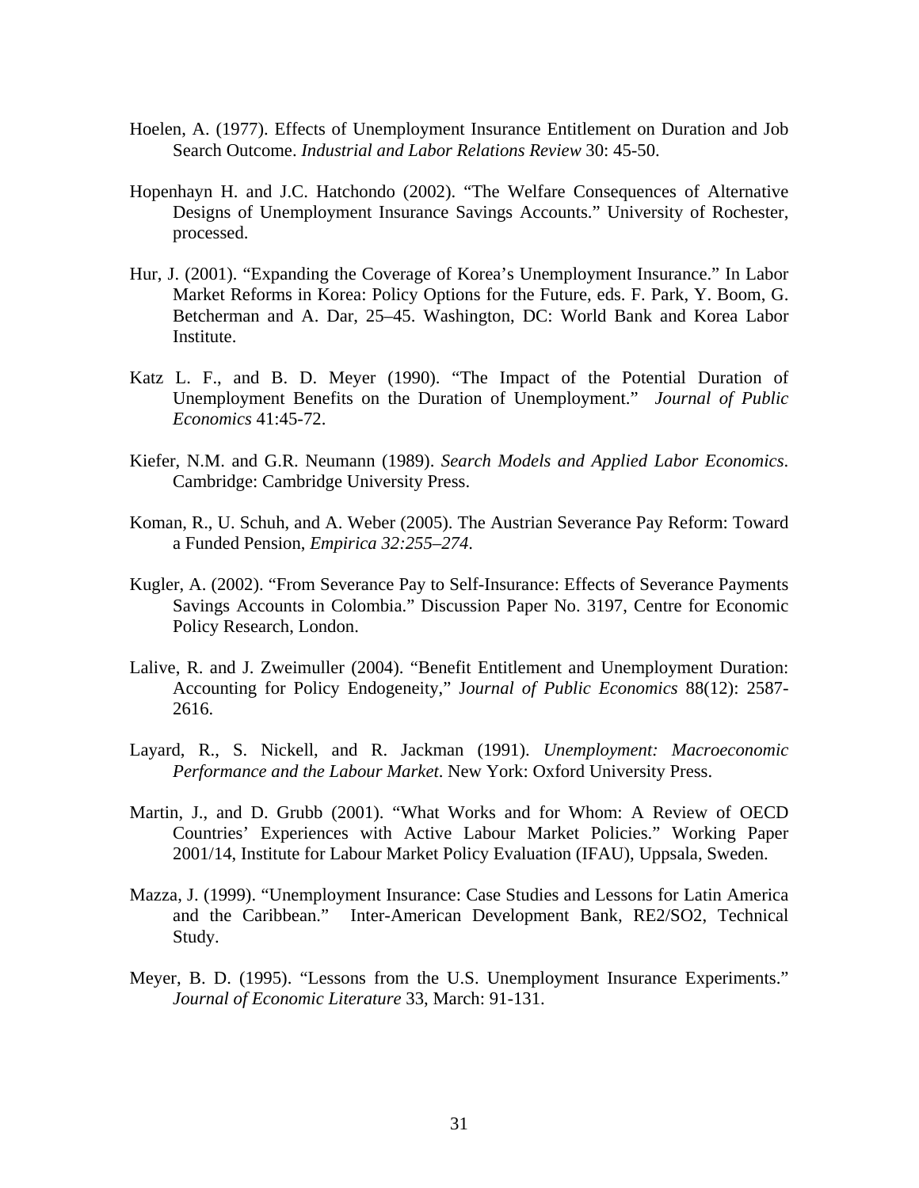Hoelen, A. (1977). Effects of Unemployment Insurance Entitlement on Duration and Job Search Outcome. *Industrial and Labor Relations Review* 30: 45-50.

Hopenhayn H. and J.C. Hatchondo (2002). "The Welfare Consequences of Alternative Designs of Unemployment Insurance Savings Accounts." University of Rochester, processed.

Hur, J. (2001). "Expanding the Coverage of Korea's Unemployment Insurance." In Labor Market Reforms in Korea: Policy Options for the Future, eds. F. Park, Y. Boom, G. Betcherman and A. Dar, 25–45. Washington, DC: World Bank and Korea Labor Institute.

Katz L. F., and B. D. Meyer (1990). "The Impact of the Potential Duration of Unemployment Benefits on the Duration of Unemployment." *Journal of Public Economics* 41:45-72.

Kiefer, N.M. and G.R. Neumann (1989). *Search Models and Applied Labor Economics*. Cambridge: Cambridge University Press.

Koman, R., U. Schuh, and A. Weber (2005). The Austrian Severance Pay Reform: Toward a Funded Pension, *Empirica 32:255–274*.

Kugler, A. (2002). "From Severance Pay to Self-Insurance: Effects of Severance Payments Savings Accounts in Colombia." Discussion Paper No. 3197, Centre for Economic Policy Research, London.

Lalive, R. and J. Zweimuller (2004). "Benefit Entitlement and Unemployment Duration: Accounting for Policy Endogeneity," J*ournal of Public Economics* 88(12): 2587-2616.

Layard, R., S. Nickell, and R. Jackman (1991). *Unemployment: Macroeconomic Performance and the Labour Market*. New York: Oxford University Press.

Martin, J., and D. Grubb (2001). "What Works and for Whom: A Review of OECD Countries' Experiences with Active Labour Market Policies." Working Paper 2001/14, Institute for Labour Market Policy Evaluation (IFAU), Uppsala, Sweden.

Mazza, J. (1999). "Unemployment Insurance: Case Studies and Lessons for Latin America and the Caribbean." Inter-American Development Bank, RE2/SO2, Technical Study.

Meyer, B. D. (1995). "Lessons from the U.S. Unemployment Insurance Experiments." *Journal of Economic Literature* 33, March: 91-131.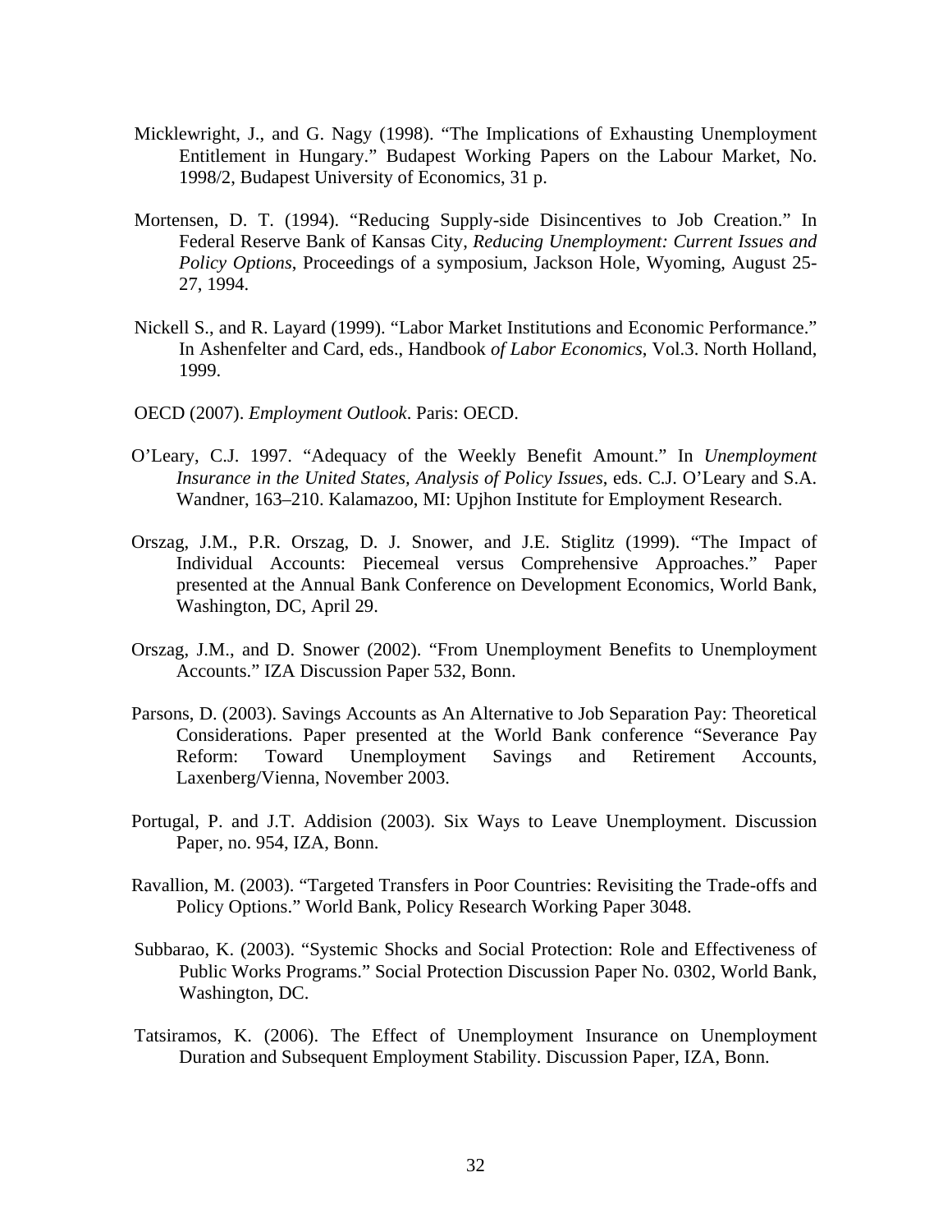Micklewright, J., and G. Nagy (1998). "The Implications of Exhausting Unemployment Entitlement in Hungary." Budapest Working Papers on the Labour Market, No. 1998/2, Budapest University of Economics, 31 p.

Mortensen, D. T. (1994). "Reducing Supply-side Disincentives to Job Creation." In Federal Reserve Bank of Kansas City, *Reducing Unemployment: Current Issues and Policy Options*, Proceedings of a symposium, Jackson Hole, Wyoming, August 25-27, 1994.

Nickell S., and R. Layard (1999). "Labor Market Institutions and Economic Performance." In Ashenfelter and Card, eds., Handbook *of Labor Economics*, Vol.3. North Holland, 1999.

OECD (2007). *Employment Outlook*. Paris: OECD.

O'Leary, C.J. 1997. "Adequacy of the Weekly Benefit Amount." In *Unemployment Insurance in the United States, Analysis of Policy Issues*, eds. C.J. O'Leary and S.A. Wandner, 163–210. Kalamazoo, MI: Upjhon Institute for Employment Research.

Orszag, J.M., P.R. Orszag, D. J. Snower, and J.E. Stiglitz (1999). "The Impact of Individual Accounts: Piecemeal versus Comprehensive Approaches." Paper presented at the Annual Bank Conference on Development Economics, World Bank, Washington, DC, April 29.

Orszag, J.M., and D. Snower (2002). "From Unemployment Benefits to Unemployment Accounts." IZA Discussion Paper 532, Bonn.

Parsons, D. (2003). Savings Accounts as An Alternative to Job Separation Pay: Theoretical Considerations. Paper presented at the World Bank conference "Severance Pay Reform: Toward Unemployment Savings and Retirement Accounts, Laxenberg/Vienna, November 2003.

Portugal, P. and J.T. Addision (2003). Six Ways to Leave Unemployment. Discussion Paper, no. 954, IZA, Bonn.

Ravallion, M. (2003). "Targeted Transfers in Poor Countries: Revisiting the Trade-offs and Policy Options." World Bank, Policy Research Working Paper 3048.

Subbarao, K. (2003). "Systemic Shocks and Social Protection: Role and Effectiveness of Public Works Programs." Social Protection Discussion Paper No. 0302, World Bank, Washington, DC.

Tatsiramos, K. (2006). The Effect of Unemployment Insurance on Unemployment Duration and Subsequent Employment Stability. Discussion Paper, IZA, Bonn.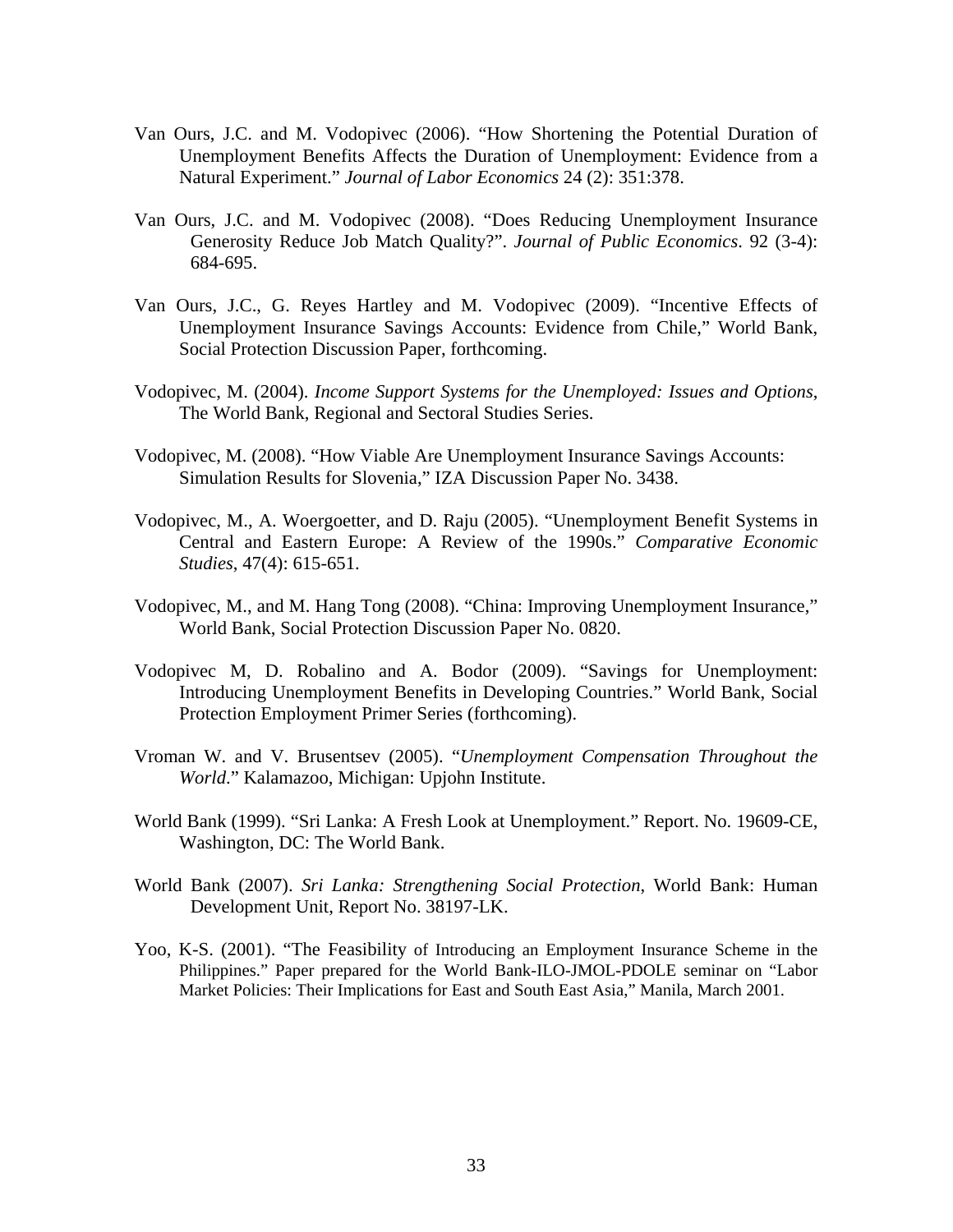Van Ours, J.C. and M. Vodopivec (2006). "How Shortening the Potential Duration of Unemployment Benefits Affects the Duration of Unemployment: Evidence from a Natural Experiment." *Journal of Labor Economics* 24 (2): 351:378.

Van Ours, J.C. and M. Vodopivec (2008). "Does Reducing Unemployment Insurance Generosity Reduce Job Match Quality?". *Journal of Public Economics*. 92 (3-4): 684-695.

Van Ours, J.C., G. Reyes Hartley and M. Vodopivec (2009). "Incentive Effects of Unemployment Insurance Savings Accounts: Evidence from Chile," World Bank, Social Protection Discussion Paper, forthcoming.

Vodopivec, M. (2004). *Income Support Systems for the Unemployed: Issues and Options*, The World Bank, Regional and Sectoral Studies Series.

Vodopivec, M. (2008). "How Viable Are Unemployment Insurance Savings Accounts: Simulation Results for Slovenia," IZA Discussion Paper No. 3438.

Vodopivec, M., A. Woergoetter, and D. Raju (2005). "Unemployment Benefit Systems in Central and Eastern Europe: A Review of the 1990s." *Comparative Economic Studies*, 47(4): 615-651.

Vodopivec, M., and M. Hang Tong (2008). "China: Improving Unemployment Insurance," World Bank, Social Protection Discussion Paper No. 0820.

Vodopivec M, D. Robalino and A. Bodor (2009). "Savings for Unemployment: Introducing Unemployment Benefits in Developing Countries." World Bank, Social Protection Employment Primer Series (forthcoming).

Vroman W. and V. Brusentsev (2005). "*Unemployment Compensation Throughout the World*." Kalamazoo, Michigan: Upjohn Institute.

World Bank (1999). "Sri Lanka: A Fresh Look at Unemployment." Report. No. 19609-CE, Washington, DC: The World Bank.

World Bank (2007). *Sri Lanka: Strengthening Social Protection*, World Bank: Human Development Unit, Report No. 38197-LK.

Yoo, K-S. (2001). "The Feasibility of Introducing an Employment Insurance Scheme in the Philippines." Paper prepared for the World Bank-ILO-JMOL-PDOLE seminar on "Labor Market Policies: Their Implications for East and South East Asia," Manila, March 2001.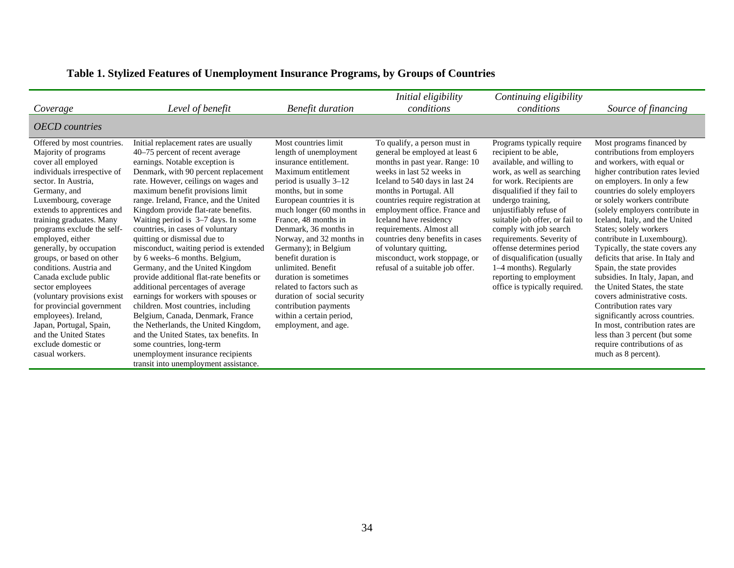**Table 1. Stylized Features of Unemployment Insurance Programs, by Groups of Countries**

| *Coverage* | *Level of benefit* | *Benefit duration* | *Initial eligibility conditions* | *Continuing eligibility conditions* | *Source of financing* |
|---|---|---|---|---|---|
| *OECD countries* | | | | | |
| Offered by most countries. Majority of programs cover all employed individuals irrespective of sector. In Austria, Germany, and Luxembourg, coverage extends to apprentices and training graduates. Many programs exclude the self-employed, either generally, by occupation groups, or based on other conditions. Austria and Canada exclude public sector employees (voluntary provisions exist for provincial government employees). Ireland, Japan, Portugal, Spain, and the United States exclude domestic or casual workers. | Initial replacement rates are usually 40–75 percent of recent average earnings. Notable exception is Denmark, with 90 percent replacement rate. However, ceilings on wages and maximum benefit provisions limit range. Ireland, France, and the United Kingdom provide flat-rate benefits. Waiting period is 3–7 days. In some countries, in cases of voluntary quitting or dismissal due to misconduct, waiting period is extended by 6 weeks–6 months. Belgium, Germany, and the United Kingdom provide additional flat-rate benefits or additional percentages of average earnings for workers with spouses or children. Most countries, including Belgium, Canada, Denmark, France the Netherlands, the United Kingdom, and the United States, tax benefits. In some countries, long-term unemployment insurance recipients transit into unemployment assistance. | Most countries limit length of unemployment insurance entitlement. Maximum entitlement period is usually 3–12 months, but in some European countries it is much longer (60 months in France, 48 months in Denmark, 36 months in Norway, and 32 months in Germany); in Belgium benefit duration is unlimited. Benefit duration is sometimes related to factors such as duration of social security contribution payments within a certain period, employment, and age. | To qualify, a person must in general be employed at least 6 months in past year. Range: 10 weeks in last 52 weeks in Iceland to 540 days in last 24 months in Portugal. All countries require registration at employment office. France and Iceland have residency requirements. Almost all countries deny benefits in cases of voluntary quitting, misconduct, work stoppage, or refusal of a suitable job offer. | Programs typically require recipient to be able, available, and willing to work, as well as searching for work. Recipients are disqualified if they fail to undergo training, unjustifiably refuse of suitable job offer, or fail to comply with job search requirements. Severity of offense determines period of disqualification (usually 1–4 months). Regularly reporting to employment office is typically required. | Most programs financed by contributions from employers and workers, with equal or higher contribution rates levied on employers. In only a few countries do solely employers or solely workers contribute (solely employers contribute in Iceland, Italy, and the United States; solely workers contribute in Luxembourg). Typically, the state covers any deficits that arise. In Italy and Spain, the state provides subsidies. In Italy, Japan, and the United States, the state covers administrative costs. Contribution rates vary significantly across countries. In most, contribution rates are less than 3 percent (but some require contributions of as much as 8 percent). |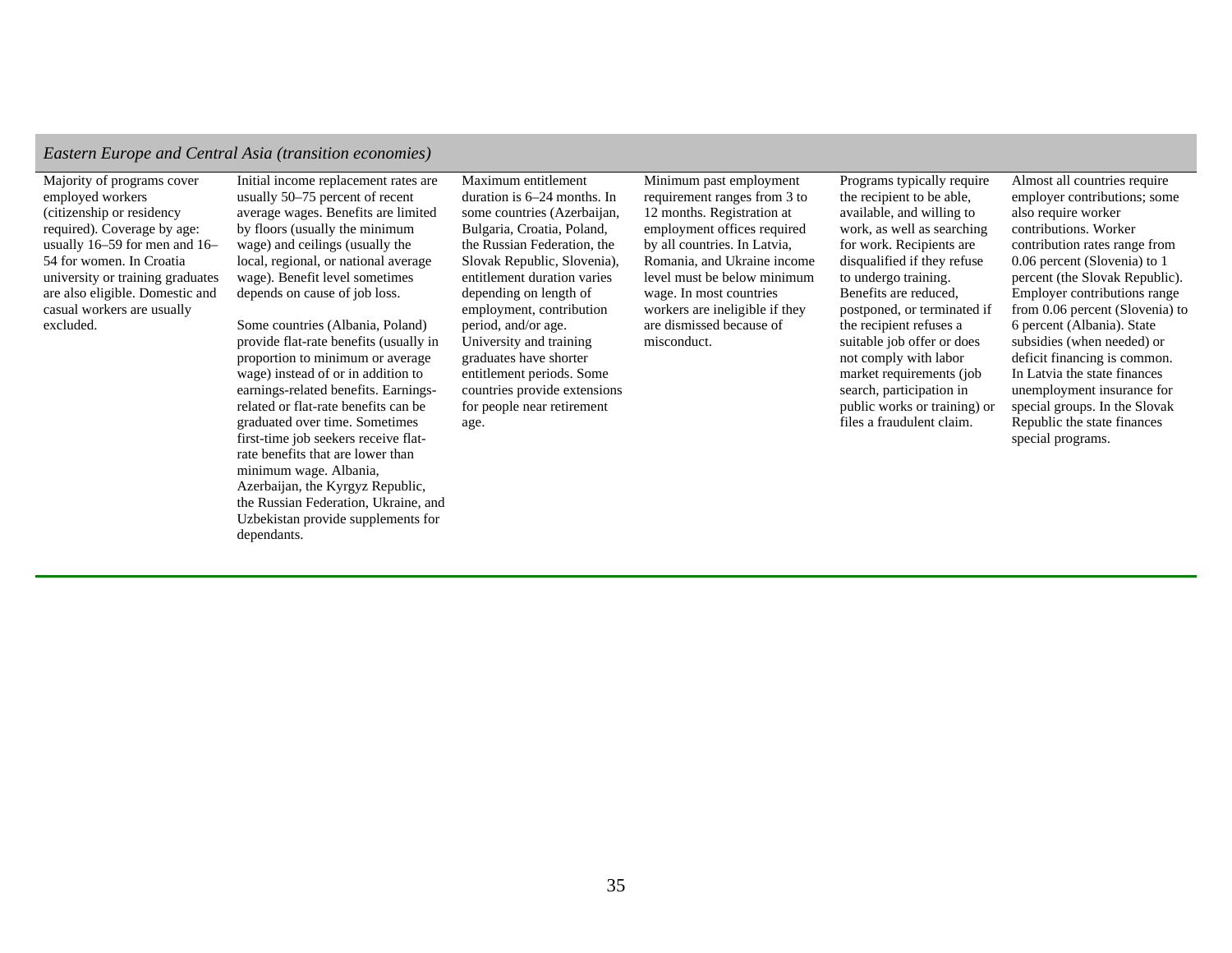| *Eastern Europe and Central Asia (transition economies)* | | | | | |
|---|---|---|---|---|---|
| Majority of programs cover employed workers (citizenship or residency required). Coverage by age: usually 16–59 for men and 16–54 for women. In Croatia university or training graduates are also eligible. Domestic and casual workers are usually excluded. | Initial income replacement rates are usually 50–75 percent of recent average wages. Benefits are limited by floors (usually the minimum wage) and ceilings (usually the local, regional, or national average wage). Benefit level sometimes depends on cause of job loss.<br><br>Some countries (Albania, Poland) provide flat-rate benefits (usually in proportion to minimum or average wage) instead of or in addition to earnings-related benefits. Earnings-related or flat-rate benefits can be graduated over time. Sometimes first-time job seekers receive flat-rate benefits that are lower than minimum wage. Albania, Azerbaijan, the Kyrgyz Republic, the Russian Federation, Ukraine, and Uzbekistan provide supplements for dependants. | Maximum entitlement duration is 6–24 months. In some countries (Azerbaijan, Bulgaria, Croatia, Poland, the Russian Federation, the Slovak Republic, Slovenia), entitlement duration varies depending on length of employment, contribution period, and/or age. University and training graduates have shorter entitlement periods. Some countries provide extensions for people near retirement age. | Minimum past employment requirement ranges from 3 to 12 months. Registration at employment offices required by all countries. In Latvia, Romania, and Ukraine income level must be below minimum wage. In most countries workers are ineligible if they are dismissed because of misconduct. | Programs typically require the recipient to be able, available, and willing to work, as well as searching for work. Recipients are disqualified if they refuse to undergo training. Benefits are reduced, postponed, or terminated if the recipient refuses a suitable job offer or does not comply with labor market requirements (job search, participation in public works or training) or files a fraudulent claim. | Almost all countries require employer contributions; some also require worker contributions. Worker contribution rates range from 0.06 percent (Slovenia) to 1 percent (the Slovak Republic). Employer contributions range from 0.06 percent (Slovenia) to 6 percent (Albania). State subsidies (when needed) or deficit financing is common. In Latvia the state finances unemployment insurance for special groups. In the Slovak Republic the state finances special programs. |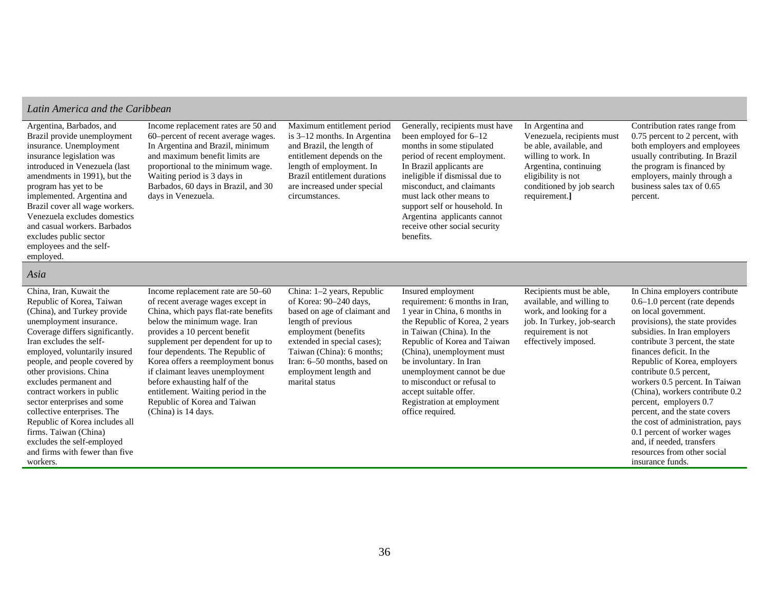| | | | | | |
|---|---|---|---|---|---|
| *Latin America and the Caribbean* | | | | | |
| Argentina, Barbados, and Brazil provide unemployment insurance. Unemployment insurance legislation was introduced in Venezuela (last amendments in 1991), but the program has yet to be implemented. Argentina and Brazil cover all wage workers. Venezuela excludes domestics and casual workers. Barbados excludes public sector employees and the self-employed. | Income replacement rates are 50 and 60–percent of recent average wages. In Argentina and Brazil, minimum and maximum benefit limits are proportional to the minimum wage. Waiting period is 3 days in Barbados, 60 days in Brazil, and 30 days in Venezuela. | Maximum entitlement period is 3–12 months. In Argentina and Brazil, the length of entitlement depends on the length of employment. In Brazil entitlement durations are increased under special circumstances. | Generally, recipients must have been employed for 6–12 months in some stipulated period of recent employment. In Brazil applicants are ineligible if dismissal due to misconduct, and claimants must lack other means to support self or household. In Argentina applicants cannot receive other social security benefits. | In Argentina and Venezuela, recipients must be able, available, and willing to work. In Argentina, continuing eligibility is not conditioned by job search requirement.] | Contribution rates range from 0.75 percent to 2 percent, with both employers and employees usually contributing. In Brazil the program is financed by employers, mainly through a business sales tax of 0.65 percent. |
| *Asia* | | | | | |
| China, Iran, Kuwait the Republic of Korea, Taiwan (China), and Turkey provide unemployment insurance. Coverage differs significantly. Iran excludes the self-employed, voluntarily insured people, and people covered by other provisions. China excludes permanent and contract workers in public sector enterprises and some collective enterprises. The Republic of Korea includes all firms. Taiwan (China) excludes the self-employed and firms with fewer than five workers. | Income replacement rate are 50–60 of recent average wages except in China, which pays flat-rate benefits below the minimum wage. Iran provides a 10 percent benefit supplement per dependent for up to four dependents. The Republic of Korea offers a reemployment bonus if claimant leaves unemployment before exhausting half of the entitlement. Waiting period in the Republic of Korea and Taiwan (China) is 14 days. | China: 1–2 years, Republic of Korea: 90–240 days, based on age of claimant and length of previous employment (benefits extended in special cases); Taiwan (China): 6 months; Iran: 6–50 months, based on employment length and marital status | Insured employment requirement: 6 months in Iran, 1 year in China, 6 months in the Republic of Korea, 2 years in Taiwan (China). In the Republic of Korea and Taiwan (China), unemployment must be involuntary. In Iran unemployment cannot be due to misconduct or refusal to accept suitable offer. Registration at employment office required. | Recipients must be able, available, and willing to work, and looking for a job. In Turkey, job-search requirement is not effectively imposed. | In China employers contribute 0.6–1.0 percent (rate depends on local government. provisions), the state provides subsidies. In Iran employers contribute 3 percent, the state finances deficit. In the Republic of Korea, employers contribute 0.5 percent, workers 0.5 percent. In Taiwan (China), workers contribute 0.2 percent, employers 0.7 percent, and the state covers the cost of administration, pays 0.1 percent of worker wages and, if needed, transfers resources from other social insurance funds. |